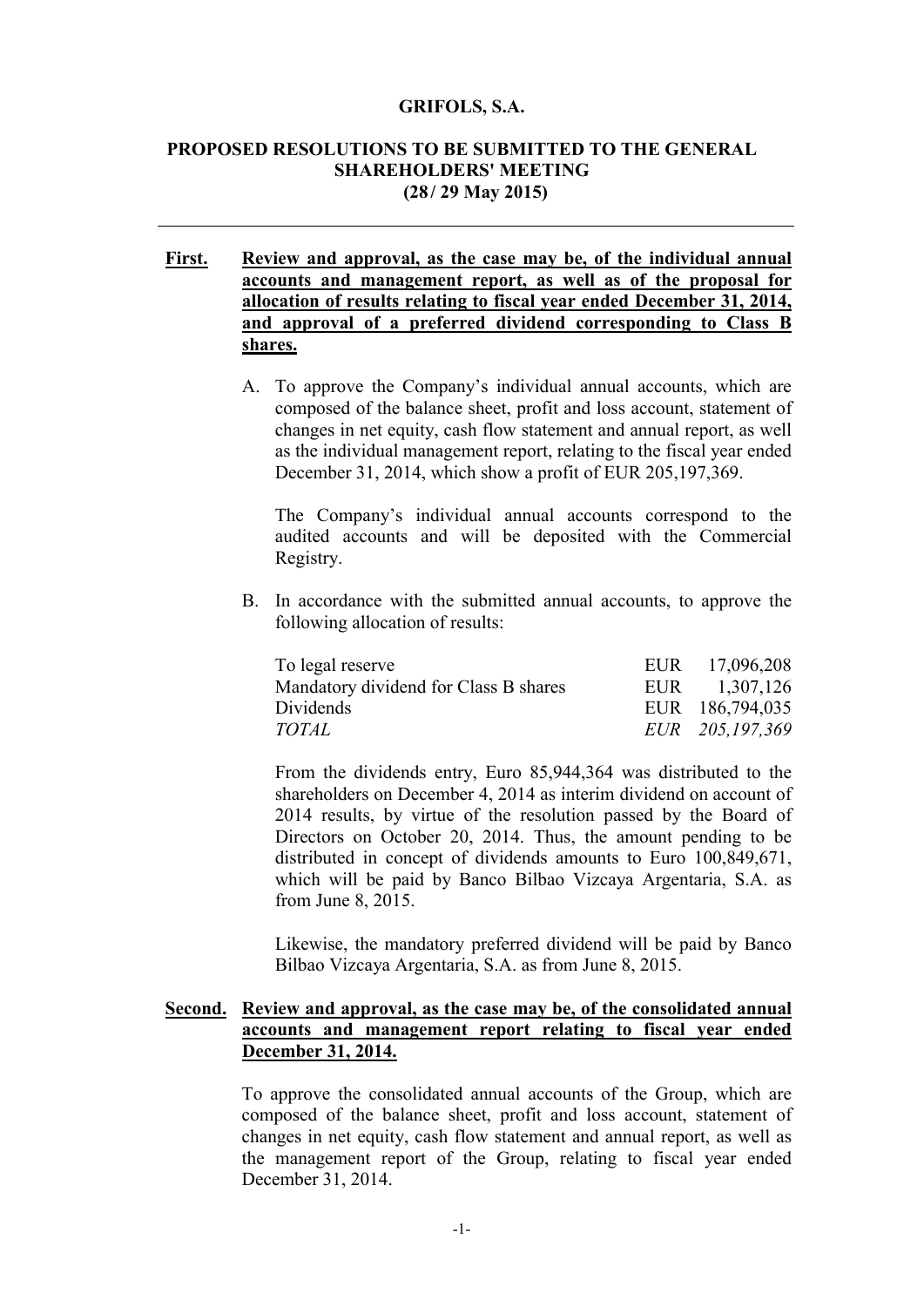# GRIFOLS, S.A.

## PROPOSED RESOLUTIONS TO BE SUBMITTED TO THE GENERAL SHAREHOLDERS' MEETING (28 / 29 May 2015)

---

**First.** **Review and approval, as the case may be, of the individual annual accounts and management report, as well as of the proposal for allocation of results relating to fiscal year ended December 31, 2014, and approval of a preferred dividend corresponding to Class B shares.**

A. To approve the Company's individual annual accounts, which are composed of the balance sheet, profit and loss account, statement of changes in net equity, cash flow statement and annual report, as well as the individual management report, relating to the fiscal year ended December 31, 2014, which show a profit of EUR 205,197,369.

The Company's individual annual accounts correspond to the audited accounts and will be deposited with the Commercial Registry.

B. In accordance with the submitted annual accounts, to approve the following allocation of results:

| | |
|---|---|
| To legal reserve | EUR 17,096,208 |
| Mandatory dividend for Class B shares | EUR 1,307,126 |
| Dividends | EUR 186,794,035 |
| *TOTAL* | *EUR 205,197,369* |

From the dividends entry, Euro 85,944,364 was distributed to the shareholders on December 4, 2014 as interim dividend on account of 2014 results, by virtue of the resolution passed by the Board of Directors on October 20, 2014. Thus, the amount pending to be distributed in concept of dividends amounts to Euro 100,849,671, which will be paid by Banco Bilbao Vizcaya Argentaria, S.A. as from June 8, 2015.

Likewise, the mandatory preferred dividend will be paid by Banco Bilbao Vizcaya Argentaria, S.A. as from June 8, 2015.

**Second.** **Review and approval, as the case may be, of the consolidated annual accounts and management report relating to fiscal year ended December 31, 2014.**

To approve the consolidated annual accounts of the Group, which are composed of the balance sheet, profit and loss account, statement of changes in net equity, cash flow statement and annual report, as well as the management report of the Group, relating to fiscal year ended December 31, 2014.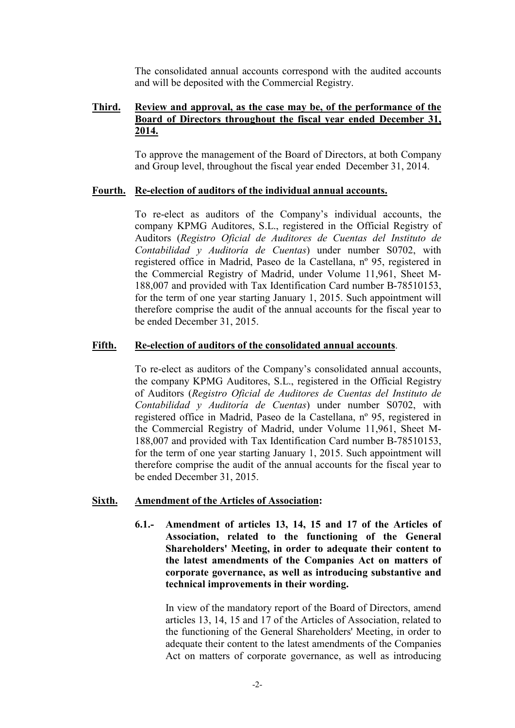The consolidated annual accounts correspond with the audited accounts and will be deposited with the Commercial Registry.

**Third.** **Review and approval, as the case may be, of the performance of the Board of Directors throughout the fiscal year ended December 31, 2014.**

To approve the management of the Board of Directors, at both Company and Group level, throughout the fiscal year ended December 31, 2014.

**Fourth.** **Re-election of auditors of the individual annual accounts.**

To re-elect as auditors of the Company's individual accounts, the company KPMG Auditores, S.L., registered in the Official Registry of Auditors (*Registro Oficial de Auditores de Cuentas del Instituto de Contabilidad y Auditoría de Cuentas*) under number S0702, with registered office in Madrid, Paseo de la Castellana, nº 95, registered in the Commercial Registry of Madrid, under Volume 11,961, Sheet M-188,007 and provided with Tax Identification Card number B-78510153, for the term of one year starting January 1, 2015. Such appointment will therefore comprise the audit of the annual accounts for the fiscal year to be ended December 31, 2015.

**Fifth.** **Re-election of auditors of the consolidated annual accounts**.

To re-elect as auditors of the Company's consolidated annual accounts, the company KPMG Auditores, S.L., registered in the Official Registry of Auditors (*Registro Oficial de Auditores de Cuentas del Instituto de Contabilidad y Auditoría de Cuentas*) under number S0702, with registered office in Madrid, Paseo de la Castellana, nº 95, registered in the Commercial Registry of Madrid, under Volume 11,961, Sheet M-188,007 and provided with Tax Identification Card number B-78510153, for the term of one year starting January 1, 2015. Such appointment will therefore comprise the audit of the annual accounts for the fiscal year to be ended December 31, 2015.

**Sixth.** **Amendment of the Articles of Association:**

**6.1.- Amendment of articles 13, 14, 15 and 17 of the Articles of Association, related to the functioning of the General Shareholders' Meeting, in order to adequate their content to the latest amendments of the Companies Act on matters of corporate governance, as well as introducing substantive and technical improvements in their wording.**

In view of the mandatory report of the Board of Directors, amend articles 13, 14, 15 and 17 of the Articles of Association, related to the functioning of the General Shareholders' Meeting, in order to adequate their content to the latest amendments of the Companies Act on matters of corporate governance, as well as introducing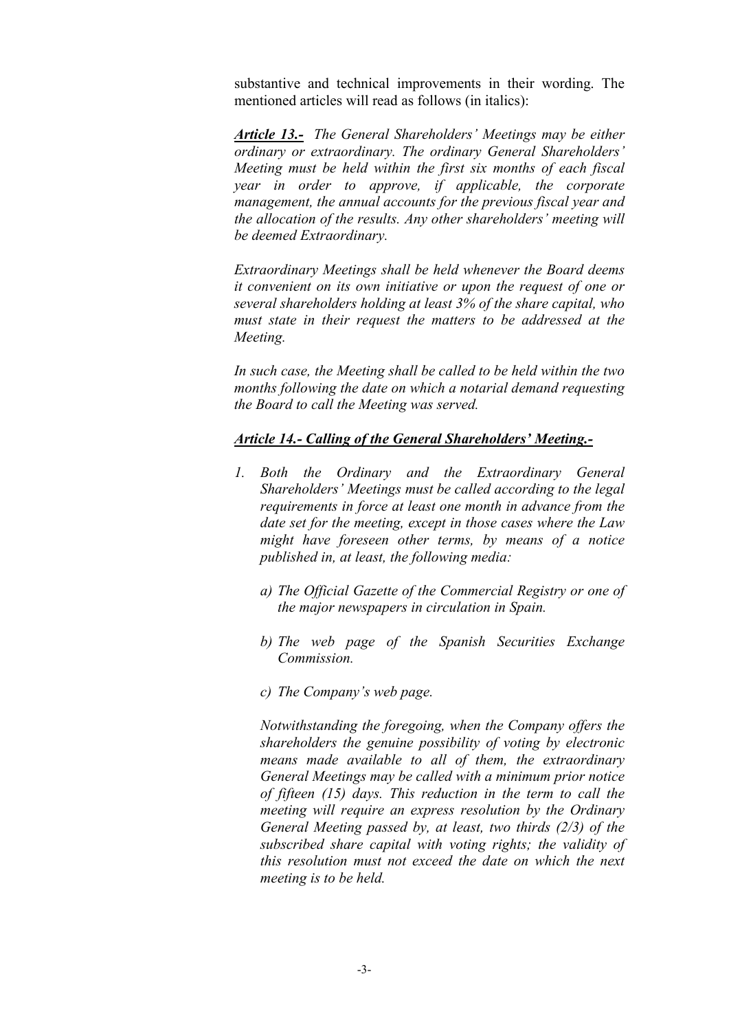substantive and technical improvements in their wording. The mentioned articles will read as follows (in italics):

***Article 13.-*** *The General Shareholders' Meetings may be either ordinary or extraordinary. The ordinary General Shareholders' Meeting must be held within the first six months of each fiscal year in order to approve, if applicable, the corporate management, the annual accounts for the previous fiscal year and the allocation of the results. Any other shareholders' meeting will be deemed Extraordinary.*

*Extraordinary Meetings shall be held whenever the Board deems it convenient on its own initiative or upon the request of one or several shareholders holding at least 3% of the share capital, who must state in their request the matters to be addressed at the Meeting.*

*In such case, the Meeting shall be called to be held within the two months following the date on which a notarial demand requesting the Board to call the Meeting was served.*

***Article 14.- Calling of the General Shareholders' Meeting.-***

1. *Both the Ordinary and the Extraordinary General Shareholders' Meetings must be called according to the legal requirements in force at least one month in advance from the date set for the meeting, except in those cases where the Law might have foreseen other terms, by means of a notice published in, at least, the following media:*

   *a) The Official Gazette of the Commercial Registry or one of the major newspapers in circulation in Spain.*

   *b) The web page of the Spanish Securities Exchange Commission.*

   *c) The Company's web page.*

   *Notwithstanding the foregoing, when the Company offers the shareholders the genuine possibility of voting by electronic means made available to all of them, the extraordinary General Meetings may be called with a minimum prior notice of fifteen (15) days. This reduction in the term to call the meeting will require an express resolution by the Ordinary General Meeting passed by, at least, two thirds (2/3) of the subscribed share capital with voting rights; the validity of this resolution must not exceed the date on which the next meeting is to be held.*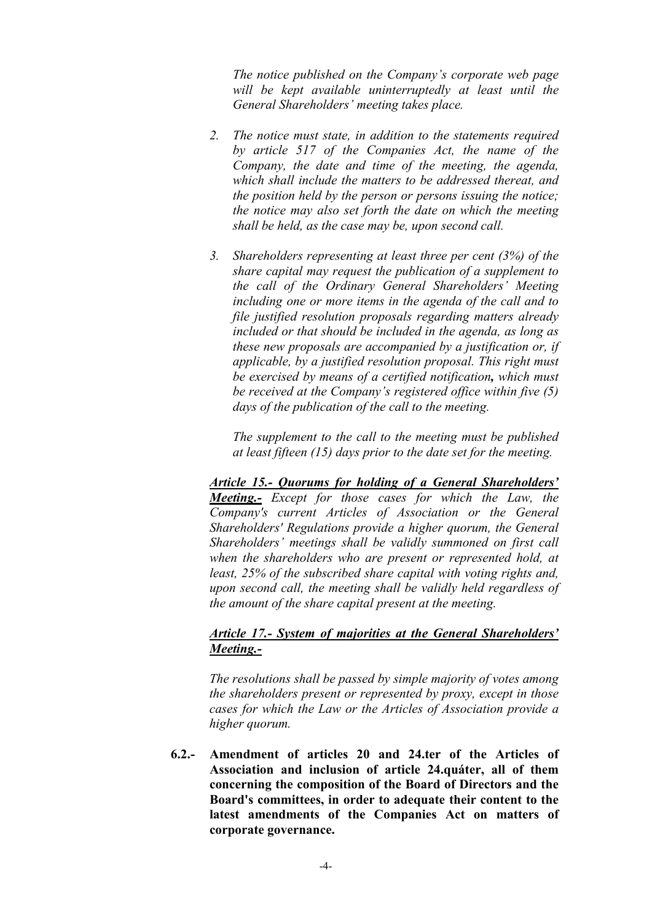*The notice published on the Company's corporate web page will be kept available uninterruptedly at least until the General Shareholders' meeting takes place.*

2. *The notice must state, in addition to the statements required by article 517 of the Companies Act, the name of the Company, the date and time of the meeting, the agenda, which shall include the matters to be addressed thereat, and the position held by the person or persons issuing the notice; the notice may also set forth the date on which the meeting shall be held, as the case may be, upon second call.*

3. *Shareholders representing at least three per cent (3%) of the share capital may request the publication of a supplement to the call of the Ordinary General Shareholders' Meeting including one or more items in the agenda of the call and to file justified resolution proposals regarding matters already included or that should be included in the agenda, as long as these new proposals are accompanied by a justification or, if applicable, by a justified resolution proposal. This right must be exercised by means of a certified notification*, *which must be received at the Company's registered office within five (5) days of the publication of the call to the meeting.*

   *The supplement to the call to the meeting must be published at least fifteen (15) days prior to the date set for the meeting.*

***Article 15.- Quorums for holding of a General Shareholders' Meeting.-*** *Except for those cases for which the Law, the Company's current Articles of Association or the General Shareholders' Regulations provide a higher quorum, the General Shareholders' meetings shall be validly summoned on first call when the shareholders who are present or represented hold, at least, 25% of the subscribed share capital with voting rights and, upon second call, the meeting shall be validly held regardless of the amount of the share capital present at the meeting.*

***Article 17.- System of majorities at the General Shareholders' Meeting.-***

*The resolutions shall be passed by simple majority of votes among the shareholders present or represented by proxy, except in those cases for which the Law or the Articles of Association provide a higher quorum.*

**6.2.- Amendment of articles 20 and 24.ter of the Articles of Association and inclusion of article 24.quáter, all of them concerning the composition of the Board of Directors and the Board's committees, in order to adequate their content to the latest amendments of the Companies Act on matters of corporate governance.**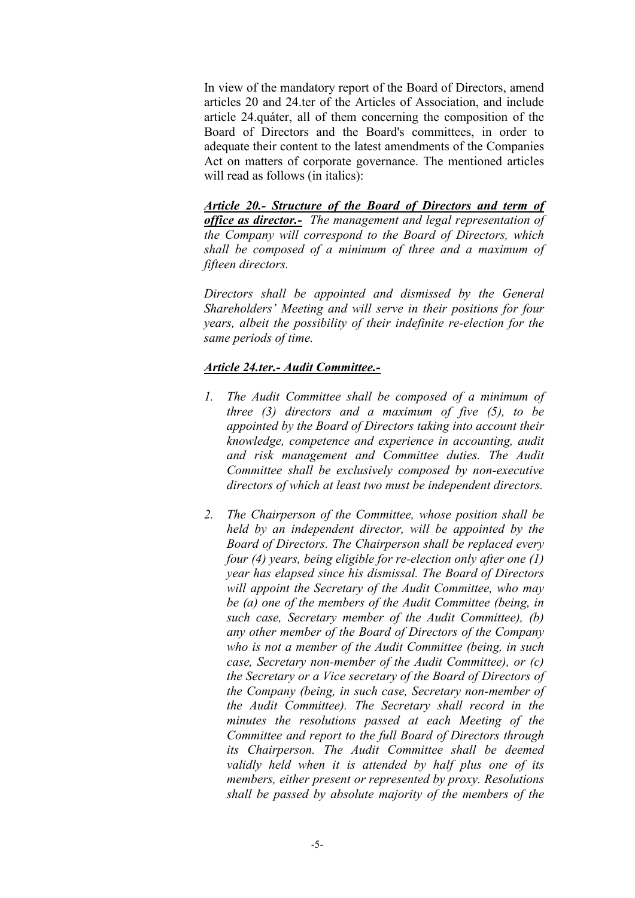In view of the mandatory report of the Board of Directors, amend articles 20 and 24.ter of the Articles of Association, and include article 24.quáter, all of them concerning the composition of the Board of Directors and the Board's committees, in order to adequate their content to the latest amendments of the Companies Act on matters of corporate governance. The mentioned articles will read as follows (in italics):

***Article 20.- Structure of the Board of Directors and term of office as director.-*** *The management and legal representation of the Company will correspond to the Board of Directors, which shall be composed of a minimum of three and a maximum of fifteen directors.*

*Directors shall be appointed and dismissed by the General Shareholders' Meeting and will serve in their positions for four years, albeit the possibility of their indefinite re-election for the same periods of time.*

***Article 24.ter.- Audit Committee.-***

1. *The Audit Committee shall be composed of a minimum of three (3) directors and a maximum of five (5), to be appointed by the Board of Directors taking into account their knowledge, competence and experience in accounting, audit and risk management and Committee duties. The Audit Committee shall be exclusively composed by non-executive directors of which at least two must be independent directors.*

2. *The Chairperson of the Committee, whose position shall be held by an independent director, will be appointed by the Board of Directors. The Chairperson shall be replaced every four (4) years, being eligible for re-election only after one (1) year has elapsed since his dismissal. The Board of Directors will appoint the Secretary of the Audit Committee, who may be (a) one of the members of the Audit Committee (being, in such case, Secretary member of the Audit Committee), (b) any other member of the Board of Directors of the Company who is not a member of the Audit Committee (being, in such case, Secretary non-member of the Audit Committee), or (c) the Secretary or a Vice secretary of the Board of Directors of the Company (being, in such case, Secretary non-member of the Audit Committee). The Secretary shall record in the minutes the resolutions passed at each Meeting of the Committee and report to the full Board of Directors through its Chairperson. The Audit Committee shall be deemed validly held when it is attended by half plus one of its members, either present or represented by proxy. Resolutions shall be passed by absolute majority of the members of the*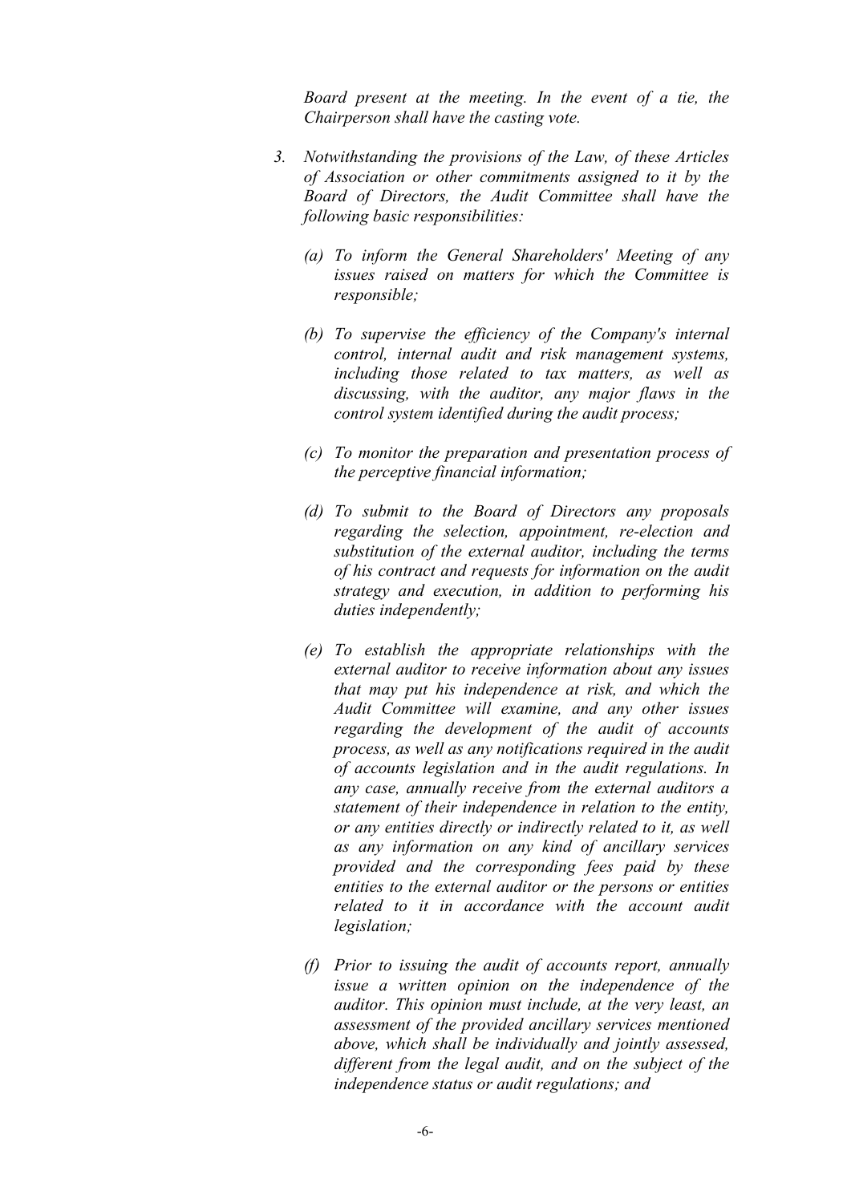*Board present at the meeting. In the event of a tie, the Chairperson shall have the casting vote.*

3. *Notwithstanding the provisions of the Law, of these Articles of Association or other commitments assigned to it by the Board of Directors, the Audit Committee shall have the following basic responsibilities:*

   *(a) To inform the General Shareholders' Meeting of any issues raised on matters for which the Committee is responsible;*

   *(b) To supervise the efficiency of the Company's internal control, internal audit and risk management systems, including those related to tax matters, as well as discussing, with the auditor, any major flaws in the control system identified during the audit process;*

   *(c) To monitor the preparation and presentation process of the perceptive financial information;*

   *(d) To submit to the Board of Directors any proposals regarding the selection, appointment, re-election and substitution of the external auditor, including the terms of his contract and requests for information on the audit strategy and execution, in addition to performing his duties independently;*

   *(e) To establish the appropriate relationships with the external auditor to receive information about any issues that may put his independence at risk, and which the Audit Committee will examine, and any other issues regarding the development of the audit of accounts process, as well as any notifications required in the audit of accounts legislation and in the audit regulations. In any case, annually receive from the external auditors a statement of their independence in relation to the entity, or any entities directly or indirectly related to it, as well as any information on any kind of ancillary services provided and the corresponding fees paid by these entities to the external auditor or the persons or entities related to it in accordance with the account audit legislation;*

   *(f) Prior to issuing the audit of accounts report, annually issue a written opinion on the independence of the auditor. This opinion must include, at the very least, an assessment of the provided ancillary services mentioned above, which shall be individually and jointly assessed, different from the legal audit, and on the subject of the independence status or audit regulations; and*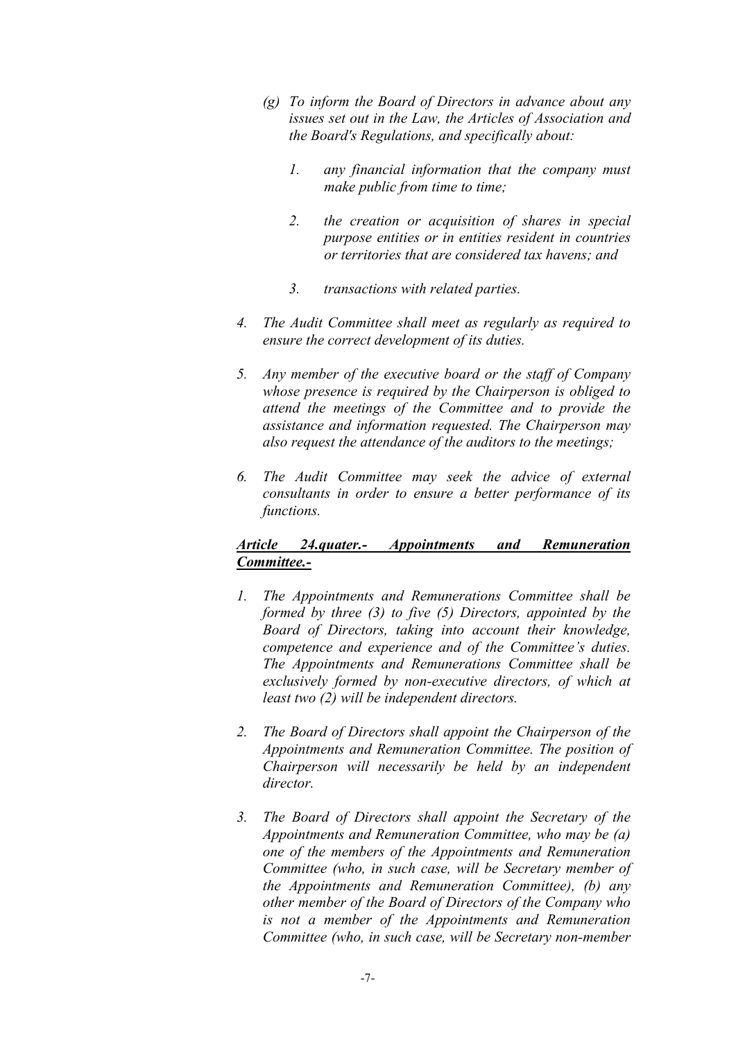*(g) To inform the Board of Directors in advance about any issues set out in the Law, the Articles of Association and the Board's Regulations, and specifically about:*

*1. any financial information that the company must make public from time to time;*

*2. the creation or acquisition of shares in special purpose entities or in entities resident in countries or territories that are considered tax havens; and*

*3. transactions with related parties.*

*4. The Audit Committee shall meet as regularly as required to ensure the correct development of its duties.*

*5. Any member of the executive board or the staff of Company whose presence is required by the Chairperson is obliged to attend the meetings of the Committee and to provide the assistance and information requested. The Chairperson may also request the attendance of the auditors to the meetings;*

*6. The Audit Committee may seek the advice of external consultants in order to ensure a better performance of its functions.*

***Article 24.quater.- Appointments and Remuneration Committee.-***

*1. The Appointments and Remunerations Committee shall be formed by three (3) to five (5) Directors, appointed by the Board of Directors, taking into account their knowledge, competence and experience and of the Committee's duties. The Appointments and Remunerations Committee shall be exclusively formed by non-executive directors, of which at least two (2) will be independent directors.*

*2. The Board of Directors shall appoint the Chairperson of the Appointments and Remuneration Committee. The position of Chairperson will necessarily be held by an independent director.*

*3. The Board of Directors shall appoint the Secretary of the Appointments and Remuneration Committee, who may be (a) one of the members of the Appointments and Remuneration Committee (who, in such case, will be Secretary member of the Appointments and Remuneration Committee), (b) any other member of the Board of Directors of the Company who is not a member of the Appointments and Remuneration Committee (who, in such case, will be Secretary non-member*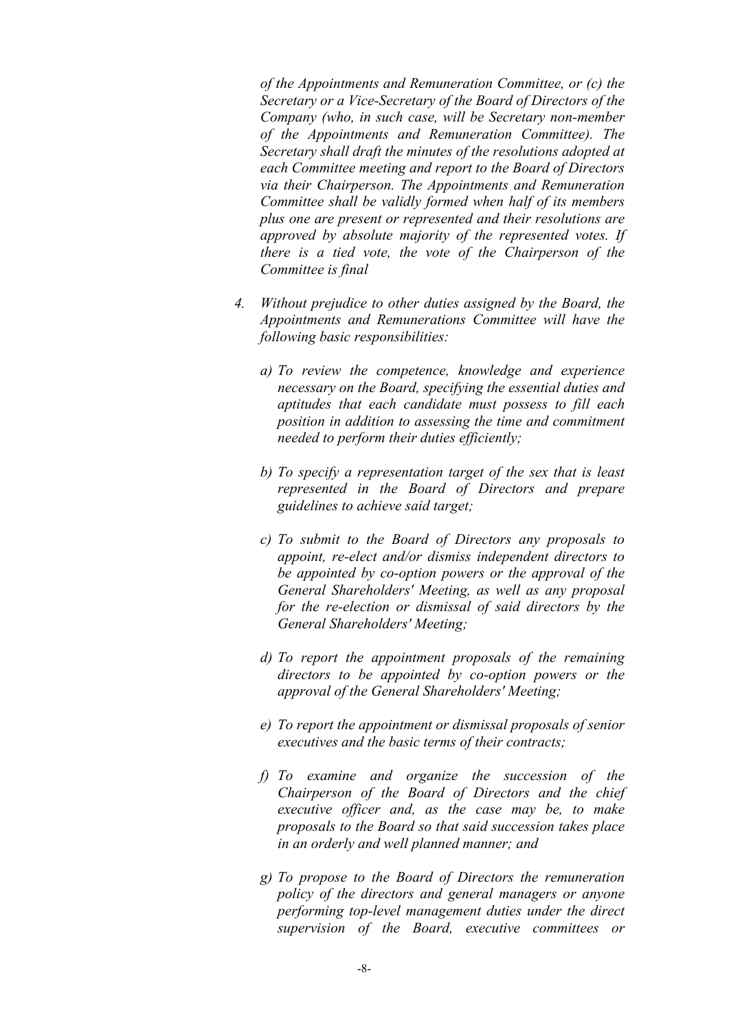*of the Appointments and Remuneration Committee, or (c) the Secretary or a Vice-Secretary of the Board of Directors of the Company (who, in such case, will be Secretary non-member of the Appointments and Remuneration Committee). The Secretary shall draft the minutes of the resolutions adopted at each Committee meeting and report to the Board of Directors via their Chairperson. The Appointments and Remuneration Committee shall be validly formed when half of its members plus one are present or represented and their resolutions are approved by absolute majority of the represented votes. If there is a tied vote, the vote of the Chairperson of the Committee is final*

4. *Without prejudice to other duties assigned by the Board, the Appointments and Remunerations Committee will have the following basic responsibilities:*

   *a) To review the competence, knowledge and experience necessary on the Board, specifying the essential duties and aptitudes that each candidate must possess to fill each position in addition to assessing the time and commitment needed to perform their duties efficiently;*

   *b) To specify a representation target of the sex that is least represented in the Board of Directors and prepare guidelines to achieve said target;*

   *c) To submit to the Board of Directors any proposals to appoint, re-elect and/or dismiss independent directors to be appointed by co-option powers or the approval of the General Shareholders' Meeting, as well as any proposal for the re-election or dismissal of said directors by the General Shareholders' Meeting;*

   *d) To report the appointment proposals of the remaining directors to be appointed by co-option powers or the approval of the General Shareholders' Meeting;*

   *e) To report the appointment or dismissal proposals of senior executives and the basic terms of their contracts;*

   *f) To examine and organize the succession of the Chairperson of the Board of Directors and the chief executive officer and, as the case may be, to make proposals to the Board so that said succession takes place in an orderly and well planned manner; and*

   *g) To propose to the Board of Directors the remuneration policy of the directors and general managers or anyone performing top-level management duties under the direct supervision of the Board, executive committees or*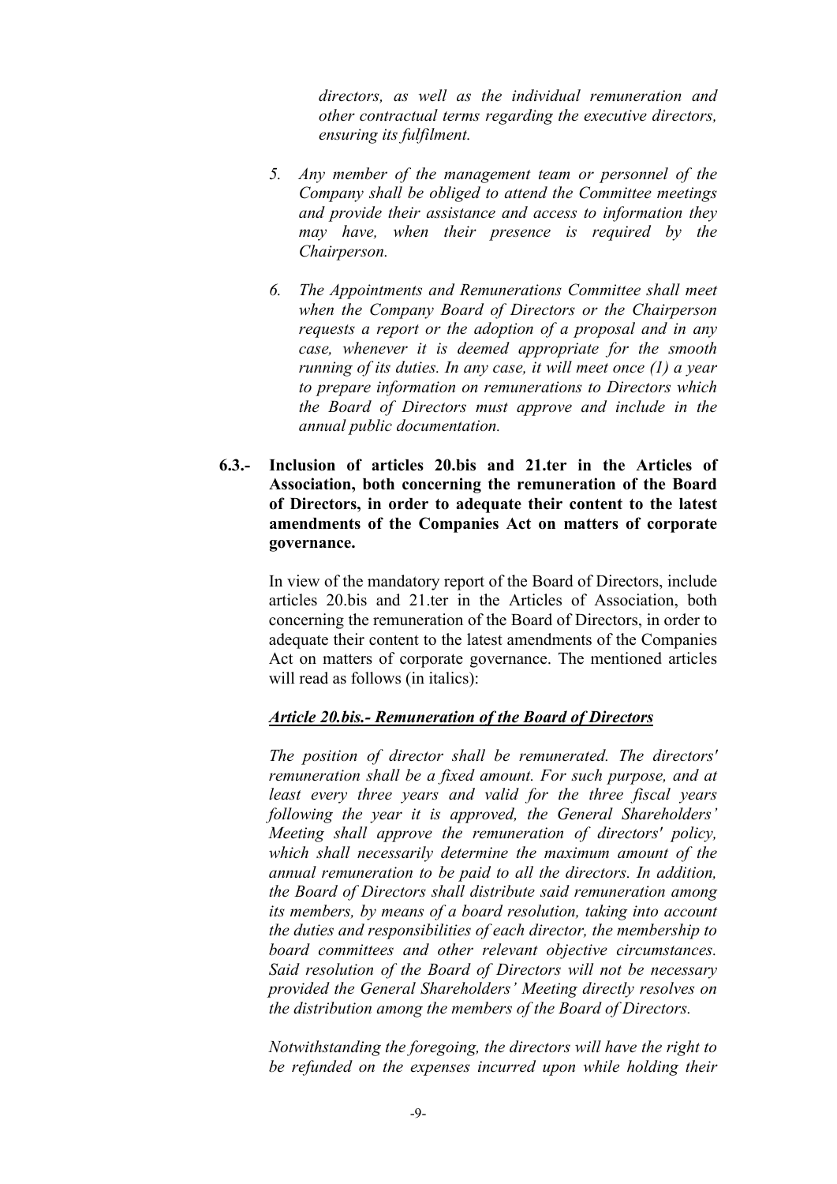*directors, as well as the individual remuneration and other contractual terms regarding the executive directors, ensuring its fulfilment.*

5. *Any member of the management team or personnel of the Company shall be obliged to attend the Committee meetings and provide their assistance and access to information they may have, when their presence is required by the Chairperson.*

6. *The Appointments and Remunerations Committee shall meet when the Company Board of Directors or the Chairperson requests a report or the adoption of a proposal and in any case, whenever it is deemed appropriate for the smooth running of its duties. In any case, it will meet once (1) a year to prepare information on remunerations to Directors which the Board of Directors must approve and include in the annual public documentation.*

**6.3.- Inclusion of articles 20.bis and 21.ter in the Articles of Association, both concerning the remuneration of the Board of Directors, in order to adequate their content to the latest amendments of the Companies Act on matters of corporate governance.**

In view of the mandatory report of the Board of Directors, include articles 20.bis and 21.ter in the Articles of Association, both concerning the remuneration of the Board of Directors, in order to adequate their content to the latest amendments of the Companies Act on matters of corporate governance. The mentioned articles will read as follows (in italics):

***Article 20.bis.- Remuneration of the Board of Directors***

*The position of director shall be remunerated. The directors' remuneration shall be a fixed amount. For such purpose, and at least every three years and valid for the three fiscal years following the year it is approved, the General Shareholders' Meeting shall approve the remuneration of directors' policy, which shall necessarily determine the maximum amount of the annual remuneration to be paid to all the directors. In addition, the Board of Directors shall distribute said remuneration among its members, by means of a board resolution, taking into account the duties and responsibilities of each director, the membership to board committees and other relevant objective circumstances. Said resolution of the Board of Directors will not be necessary provided the General Shareholders' Meeting directly resolves on the distribution among the members of the Board of Directors.*

*Notwithstanding the foregoing, the directors will have the right to be refunded on the expenses incurred upon while holding their*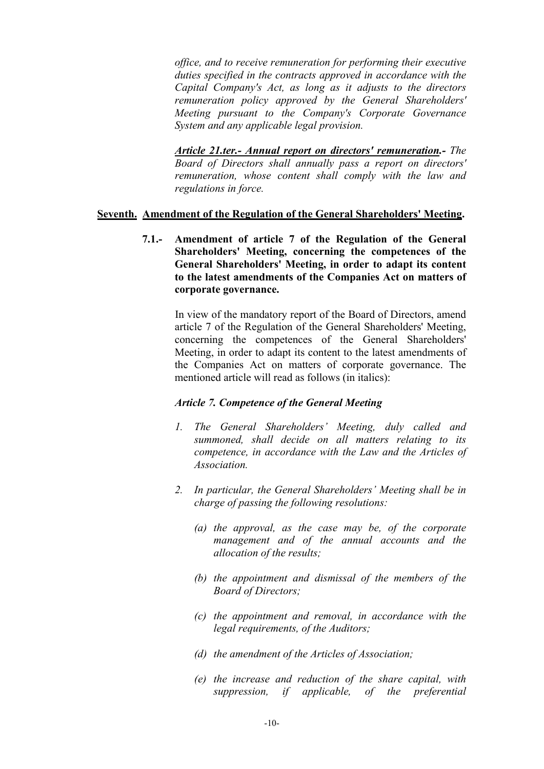*office, and to receive remuneration for performing their executive duties specified in the contracts approved in accordance with the Capital Company's Act, as long as it adjusts to the directors remuneration policy approved by the General Shareholders' Meeting pursuant to the Company's Corporate Governance System and any applicable legal provision.*

***Article 21.ter.- Annual report on directors' remuneration.-*** *The Board of Directors shall annually pass a report on directors' remuneration, whose content shall comply with the law and regulations in force.*

**Seventh. Amendment of the Regulation of the General Shareholders' Meeting.**

**7.1.- Amendment of article 7 of the Regulation of the General Shareholders' Meeting, concerning the competences of the General Shareholders' Meeting, in order to adapt its content to the latest amendments of the Companies Act on matters of corporate governance.**

In view of the mandatory report of the Board of Directors, amend article 7 of the Regulation of the General Shareholders' Meeting, concerning the competences of the General Shareholders' Meeting, in order to adapt its content to the latest amendments of the Companies Act on matters of corporate governance. The mentioned article will read as follows (in italics):

***Article 7. Competence of the General Meeting***

1. *The General Shareholders' Meeting, duly called and summoned, shall decide on all matters relating to its competence, in accordance with the Law and the Articles of Association.*

2. *In particular, the General Shareholders' Meeting shall be in charge of passing the following resolutions:*

   *(a) the approval, as the case may be, of the corporate management and of the annual accounts and the allocation of the results;*

   *(b) the appointment and dismissal of the members of the Board of Directors;*

   *(c) the appointment and removal, in accordance with the legal requirements, of the Auditors;*

   *(d) the amendment of the Articles of Association;*

   *(e) the increase and reduction of the share capital, with suppression, if applicable, of the preferential*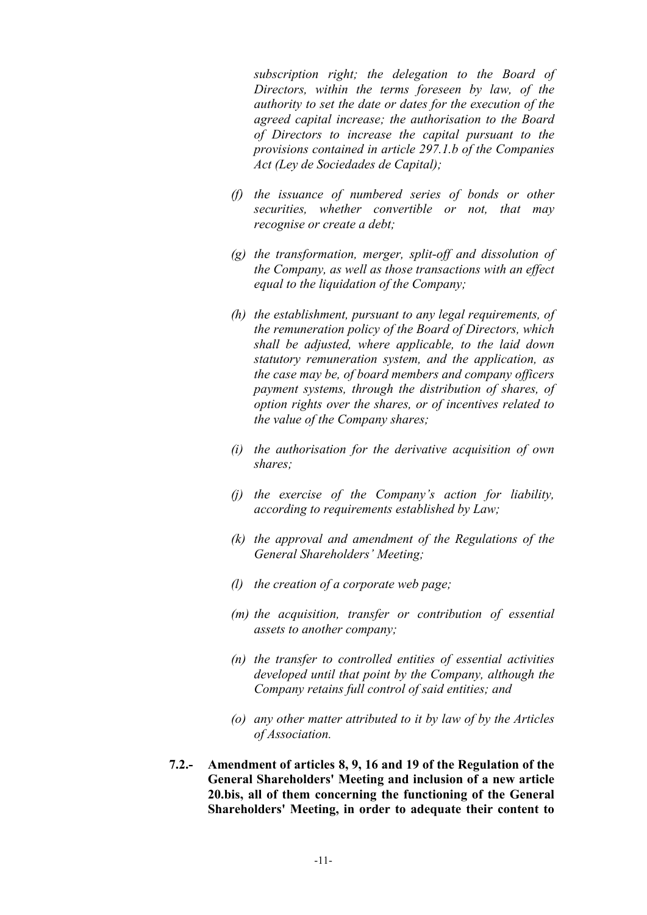*subscription right; the delegation to the Board of Directors, within the terms foreseen by law, of the authority to set the date or dates for the execution of the agreed capital increase; the authorisation to the Board of Directors to increase the capital pursuant to the provisions contained in article 297.1.b of the Companies Act (Ley de Sociedades de Capital);*

*(f) the issuance of numbered series of bonds or other securities, whether convertible or not, that may recognise or create a debt;*

*(g) the transformation, merger, split-off and dissolution of the Company, as well as those transactions with an effect equal to the liquidation of the Company;*

*(h) the establishment, pursuant to any legal requirements, of the remuneration policy of the Board of Directors, which shall be adjusted, where applicable, to the laid down statutory remuneration system, and the application, as the case may be, of board members and company officers payment systems, through the distribution of shares, of option rights over the shares, or of incentives related to the value of the Company shares;*

*(i) the authorisation for the derivative acquisition of own shares;*

*(j) the exercise of the Company's action for liability, according to requirements established by Law;*

*(k) the approval and amendment of the Regulations of the General Shareholders' Meeting;*

*(l) the creation of a corporate web page;*

*(m) the acquisition, transfer or contribution of essential assets to another company;*

*(n) the transfer to controlled entities of essential activities developed until that point by the Company, although the Company retains full control of said entities; and*

*(o) any other matter attributed to it by law of by the Articles of Association.*

**7.2.- Amendment of articles 8, 9, 16 and 19 of the Regulation of the General Shareholders' Meeting and inclusion of a new article 20.bis, all of them concerning the functioning of the General Shareholders' Meeting, in order to adequate their content to**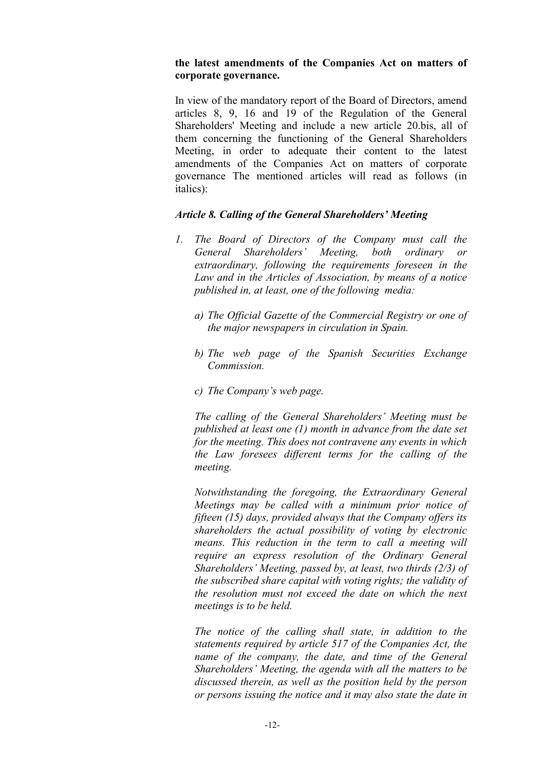**the latest amendments of the Companies Act on matters of corporate governance.**

In view of the mandatory report of the Board of Directors, amend articles 8, 9, 16 and 19 of the Regulation of the General Shareholders' Meeting and include a new article 20.bis, all of them concerning the functioning of the General Shareholders Meeting, in order to adequate their content to the latest amendments of the Companies Act on matters of corporate governance The mentioned articles will read as follows (in italics):

***Article 8. Calling of the General Shareholders' Meeting***

1. *The Board of Directors of the Company must call the General Shareholders' Meeting, both ordinary or extraordinary, following the requirements foreseen in the Law and in the Articles of Association, by means of a notice published in, at least, one of the following media:*

   *a) The Official Gazette of the Commercial Registry or one of the major newspapers in circulation in Spain.*

   *b) The web page of the Spanish Securities Exchange Commission.*

   *c) The Company's web page.*

   *The calling of the General Shareholders' Meeting must be published at least one (1) month in advance from the date set for the meeting. This does not contravene any events in which the Law foresees different terms for the calling of the meeting.*

   *Notwithstanding the foregoing, the Extraordinary General Meetings may be called with a minimum prior notice of fifteen (15) days, provided always that the Company offers its shareholders the actual possibility of voting by electronic means. This reduction in the term to call a meeting will require an express resolution of the Ordinary General Shareholders' Meeting, passed by, at least, two thirds (2/3) of the subscribed share capital with voting rights; the validity of the resolution must not exceed the date on which the next meetings is to be held.*

   *The notice of the calling shall state, in addition to the statements required by article 517 of the Companies Act, the name of the company, the date, and time of the General Shareholders' Meeting, the agenda with all the matters to be discussed therein, as well as the position held by the person or persons issuing the notice and it may also state the date in*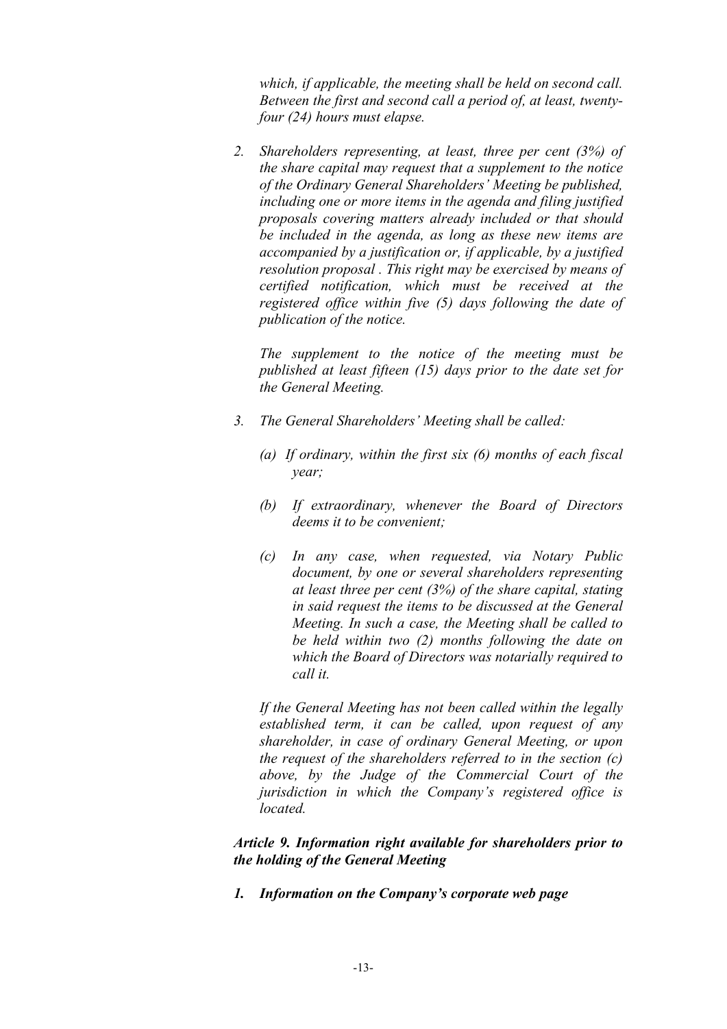*which, if applicable, the meeting shall be held on second call. Between the first and second call a period of, at least, twenty-four (24) hours must elapse.*

2. *Shareholders representing, at least, three per cent (3%) of the share capital may request that a supplement to the notice of the Ordinary General Shareholders' Meeting be published, including one or more items in the agenda and filing justified proposals covering matters already included or that should be included in the agenda, as long as these new items are accompanied by a justification or, if applicable, by a justified resolution proposal . This right may be exercised by means of certified notification, which must be received at the registered office within five (5) days following the date of publication of the notice.*

   *The supplement to the notice of the meeting must be published at least fifteen (15) days prior to the date set for the General Meeting.*

3. *The General Shareholders' Meeting shall be called:*

   *(a) If ordinary, within the first six (6) months of each fiscal year;*

   *(b) If extraordinary, whenever the Board of Directors deems it to be convenient;*

   *(c) In any case, when requested, via Notary Public document, by one or several shareholders representing at least three per cent (3%) of the share capital, stating in said request the items to be discussed at the General Meeting. In such a case, the Meeting shall be called to be held within two (2) months following the date on which the Board of Directors was notarially required to call it.*

   *If the General Meeting has not been called within the legally established term, it can be called, upon request of any shareholder, in case of ordinary General Meeting, or upon the request of the shareholders referred to in the section (c) above, by the Judge of the Commercial Court of the jurisdiction in which the Company's registered office is located.*

***Article 9. Information right available for shareholders prior to the holding of the General Meeting***

***1. Information on the Company's corporate web page***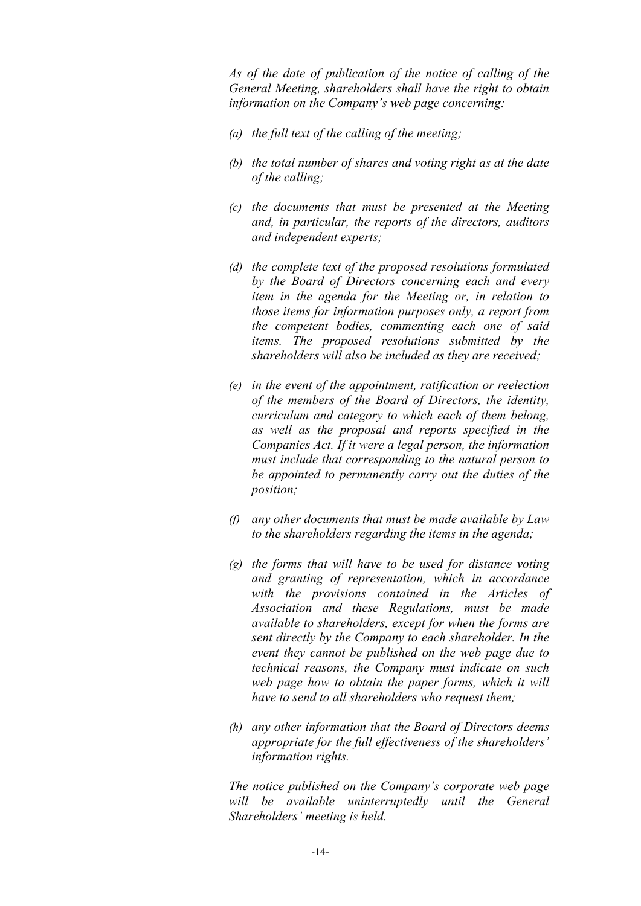*As of the date of publication of the notice of calling of the General Meeting, shareholders shall have the right to obtain information on the Company's web page concerning:*

*(a) the full text of the calling of the meeting;*

*(b) the total number of shares and voting right as at the date of the calling;*

*(c) the documents that must be presented at the Meeting and, in particular, the reports of the directors, auditors and independent experts;*

*(d) the complete text of the proposed resolutions formulated by the Board of Directors concerning each and every item in the agenda for the Meeting or, in relation to those items for information purposes only, a report from the competent bodies, commenting each one of said items. The proposed resolutions submitted by the shareholders will also be included as they are received;*

*(e) in the event of the appointment, ratification or reelection of the members of the Board of Directors, the identity, curriculum and category to which each of them belong, as well as the proposal and reports specified in the Companies Act. If it were a legal person, the information must include that corresponding to the natural person to be appointed to permanently carry out the duties of the position;*

*(f) any other documents that must be made available by Law to the shareholders regarding the items in the agenda;*

*(g) the forms that will have to be used for distance voting and granting of representation, which in accordance with the provisions contained in the Articles of Association and these Regulations, must be made available to shareholders, except for when the forms are sent directly by the Company to each shareholder. In the event they cannot be published on the web page due to technical reasons, the Company must indicate on such web page how to obtain the paper forms, which it will have to send to all shareholders who request them;*

*(h) any other information that the Board of Directors deems appropriate for the full effectiveness of the shareholders' information rights.*

*The notice published on the Company's corporate web page will be available uninterruptedly until the General Shareholders' meeting is held.*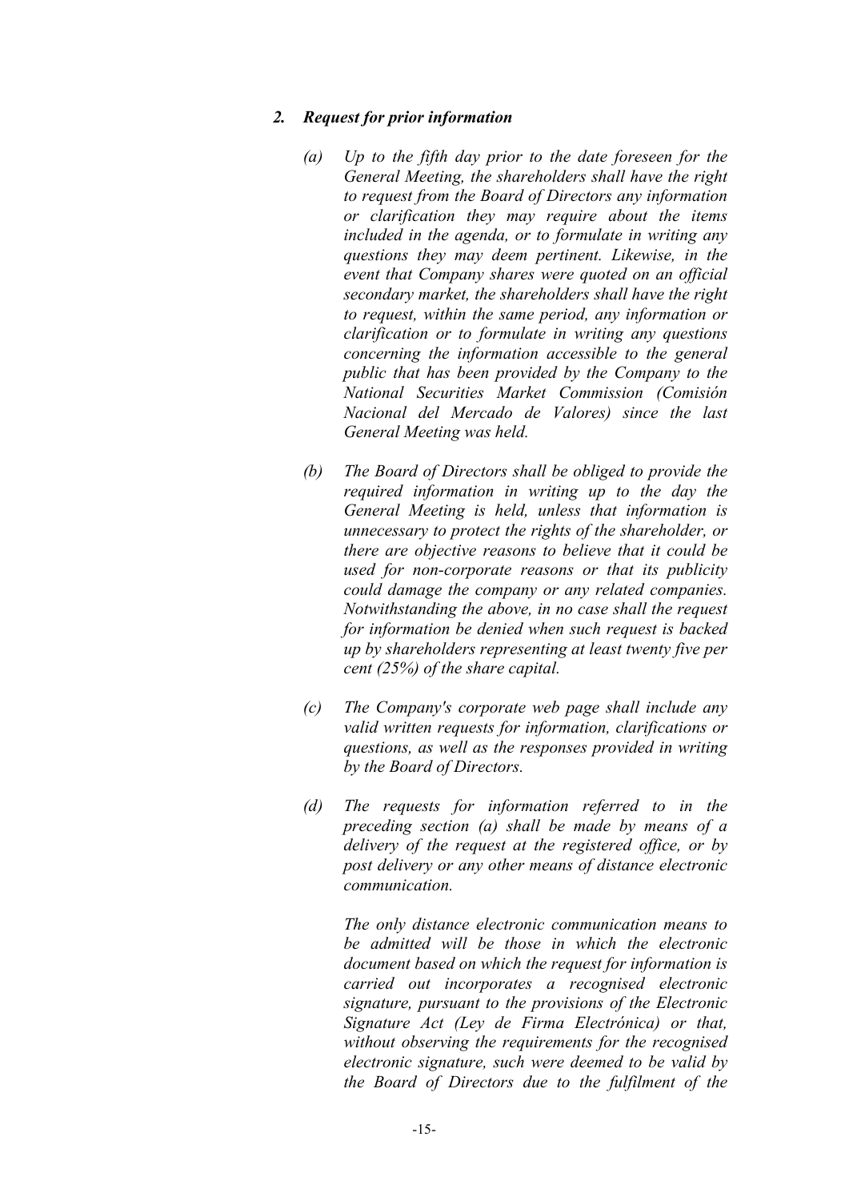## *2. Request for prior information*

*(a) Up to the fifth day prior to the date foreseen for the General Meeting, the shareholders shall have the right to request from the Board of Directors any information or clarification they may require about the items included in the agenda, or to formulate in writing any questions they may deem pertinent. Likewise, in the event that Company shares were quoted on an official secondary market, the shareholders shall have the right to request, within the same period, any information or clarification or to formulate in writing any questions concerning the information accessible to the general public that has been provided by the Company to the National Securities Market Commission (Comisión Nacional del Mercado de Valores) since the last General Meeting was held.*

*(b) The Board of Directors shall be obliged to provide the required information in writing up to the day the General Meeting is held, unless that information is unnecessary to protect the rights of the shareholder, or there are objective reasons to believe that it could be used for non-corporate reasons or that its publicity could damage the company or any related companies. Notwithstanding the above, in no case shall the request for information be denied when such request is backed up by shareholders representing at least twenty five per cent (25%) of the share capital.*

*(c) The Company's corporate web page shall include any valid written requests for information, clarifications or questions, as well as the responses provided in writing by the Board of Directors.*

*(d) The requests for information referred to in the preceding section (a) shall be made by means of a delivery of the request at the registered office, or by post delivery or any other means of distance electronic communication.*

*The only distance electronic communication means to be admitted will be those in which the electronic document based on which the request for information is carried out incorporates a recognised electronic signature, pursuant to the provisions of the Electronic Signature Act (Ley de Firma Electrónica) or that, without observing the requirements for the recognised electronic signature, such were deemed to be valid by the Board of Directors due to the fulfilment of the*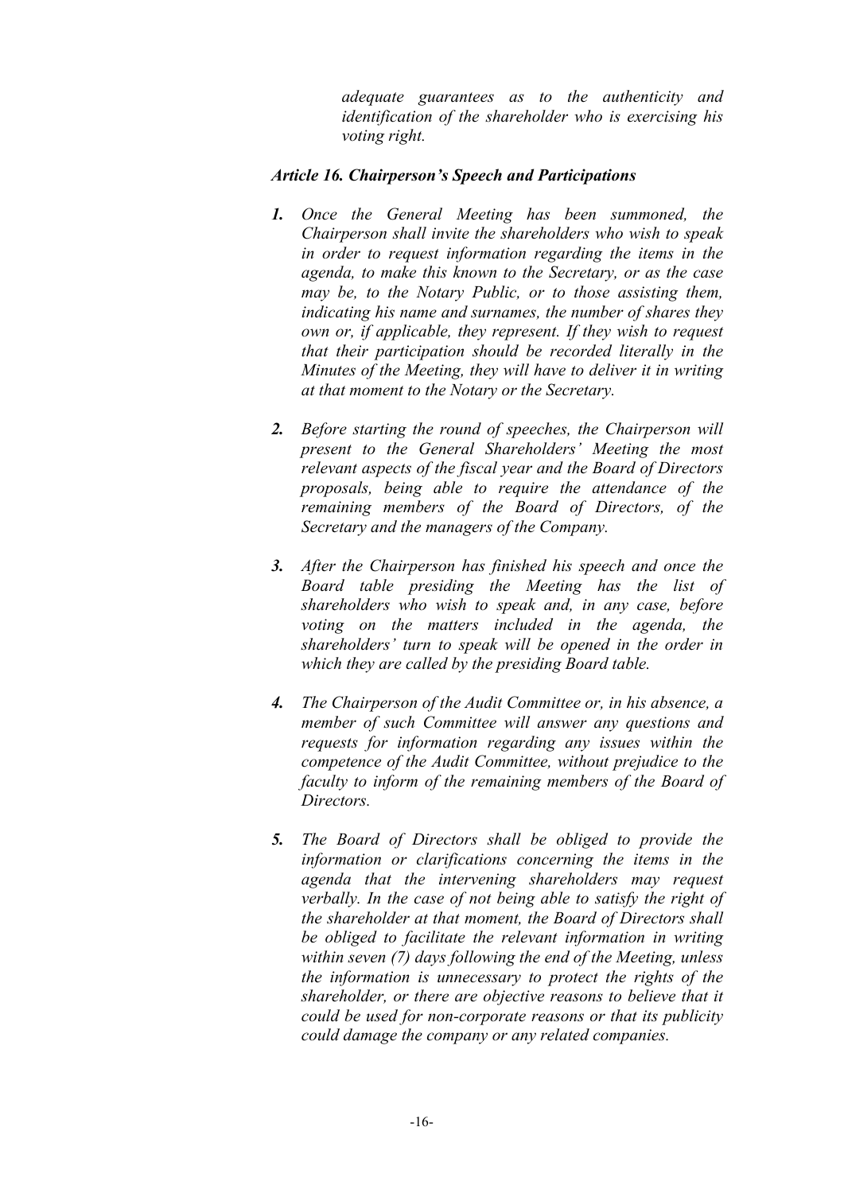*adequate guarantees as to the authenticity and identification of the shareholder who is exercising his voting right.*

### *Article 16. Chairperson's Speech and Participations*

***1.*** *Once the General Meeting has been summoned, the Chairperson shall invite the shareholders who wish to speak in order to request information regarding the items in the agenda, to make this known to the Secretary, or as the case may be, to the Notary Public, or to those assisting them, indicating his name and surnames, the number of shares they own or, if applicable, they represent. If they wish to request that their participation should be recorded literally in the Minutes of the Meeting, they will have to deliver it in writing at that moment to the Notary or the Secretary.*

***2.*** *Before starting the round of speeches, the Chairperson will present to the General Shareholders' Meeting the most relevant aspects of the fiscal year and the Board of Directors proposals, being able to require the attendance of the remaining members of the Board of Directors, of the Secretary and the managers of the Company.*

***3.*** *After the Chairperson has finished his speech and once the Board table presiding the Meeting has the list of shareholders who wish to speak and, in any case, before voting on the matters included in the agenda, the shareholders' turn to speak will be opened in the order in which they are called by the presiding Board table.*

***4.*** *The Chairperson of the Audit Committee or, in his absence, a member of such Committee will answer any questions and requests for information regarding any issues within the competence of the Audit Committee, without prejudice to the faculty to inform of the remaining members of the Board of Directors.*

***5.*** *The Board of Directors shall be obliged to provide the information or clarifications concerning the items in the agenda that the intervening shareholders may request verbally. In the case of not being able to satisfy the right of the shareholder at that moment, the Board of Directors shall be obliged to facilitate the relevant information in writing within seven (7) days following the end of the Meeting, unless the information is unnecessary to protect the rights of the shareholder, or there are objective reasons to believe that it could be used for non-corporate reasons or that its publicity could damage the company or any related companies.*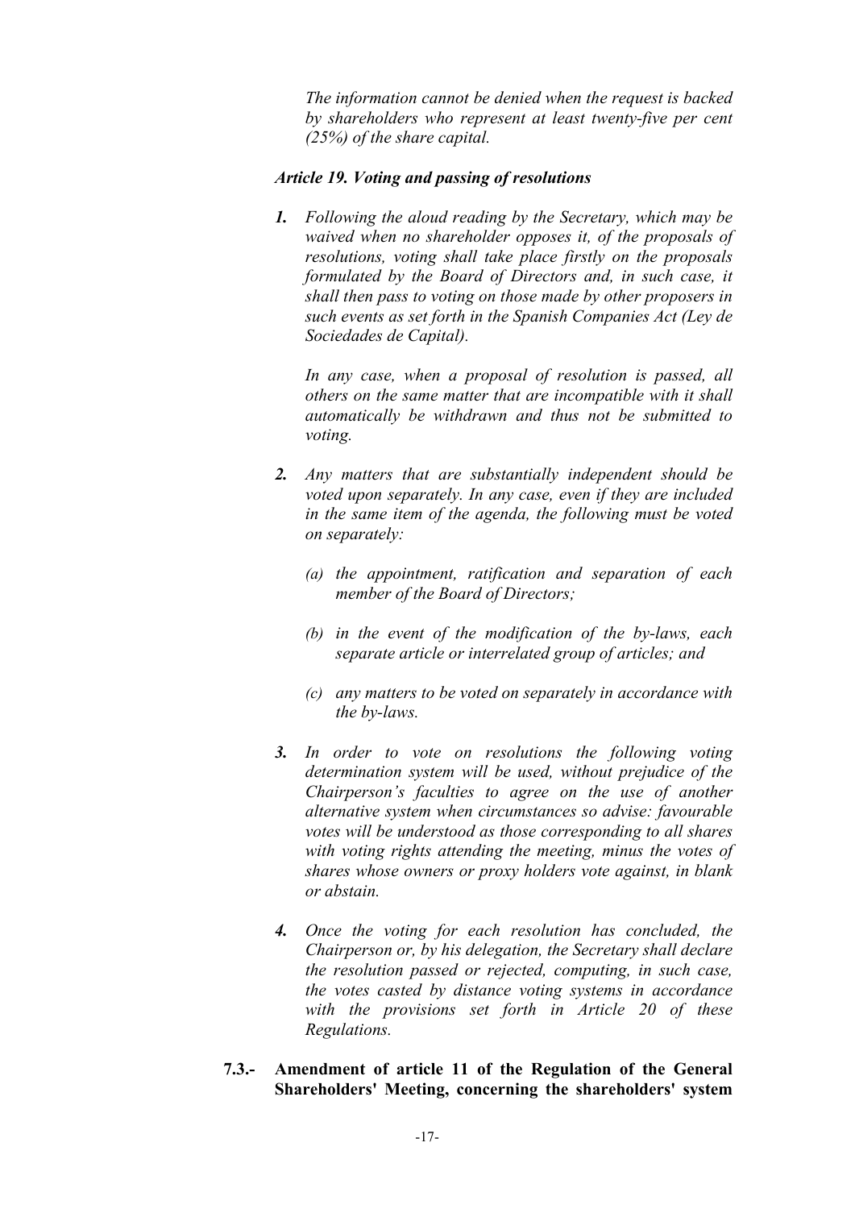*The information cannot be denied when the request is backed by shareholders who represent at least twenty-five per cent (25%) of the share capital.*

***Article 19. Voting and passing of resolutions***

***1.*** *Following the aloud reading by the Secretary, which may be waived when no shareholder opposes it, of the proposals of resolutions, voting shall take place firstly on the proposals formulated by the Board of Directors and, in such case, it shall then pass to voting on those made by other proposers in such events as set forth in the Spanish Companies Act (Ley de Sociedades de Capital).*

*In any case, when a proposal of resolution is passed, all others on the same matter that are incompatible with it shall automatically be withdrawn and thus not be submitted to voting.*

***2.*** *Any matters that are substantially independent should be voted upon separately. In any case, even if they are included in the same item of the agenda, the following must be voted on separately:*

*(a) the appointment, ratification and separation of each member of the Board of Directors;*

*(b) in the event of the modification of the by-laws, each separate article or interrelated group of articles; and*

*(c) any matters to be voted on separately in accordance with the by-laws.*

***3.*** *In order to vote on resolutions the following voting determination system will be used, without prejudice of the Chairperson's faculties to agree on the use of another alternative system when circumstances so advise: favourable votes will be understood as those corresponding to all shares with voting rights attending the meeting, minus the votes of shares whose owners or proxy holders vote against, in blank or abstain.*

***4.*** *Once the voting for each resolution has concluded, the Chairperson or, by his delegation, the Secretary shall declare the resolution passed or rejected, computing, in such case, the votes casted by distance voting systems in accordance with the provisions set forth in Article 20 of these Regulations.*

**7.3.- Amendment of article 11 of the Regulation of the General Shareholders' Meeting, concerning the shareholders' system**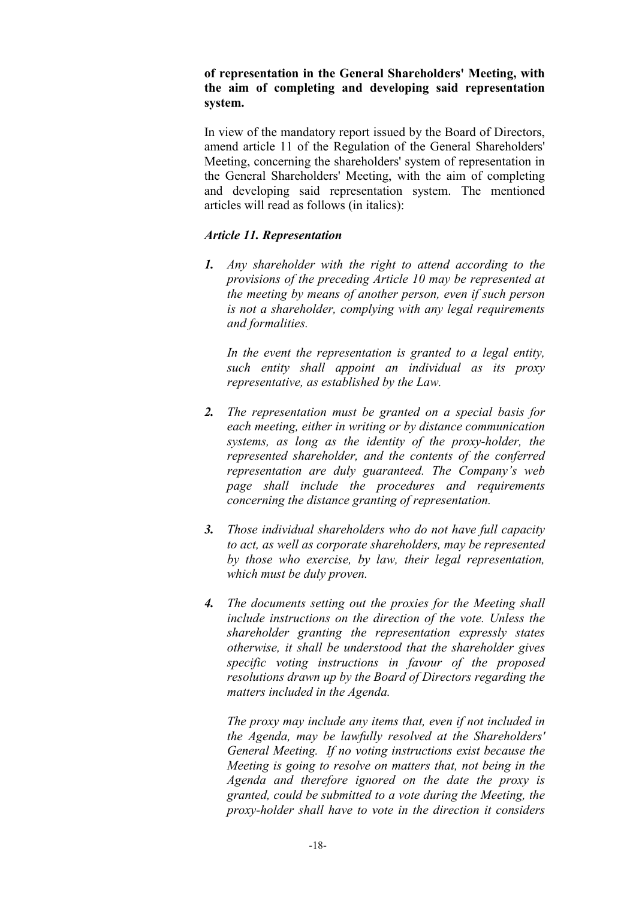**of representation in the General Shareholders' Meeting, with the aim of completing and developing said representation system.**

In view of the mandatory report issued by the Board of Directors, amend article 11 of the Regulation of the General Shareholders' Meeting, concerning the shareholders' system of representation in the General Shareholders' Meeting, with the aim of completing and developing said representation system. The mentioned articles will read as follows (in italics):

***Article 11. Representation***

***1.*** *Any shareholder with the right to attend according to the provisions of the preceding Article 10 may be represented at the meeting by means of another person, even if such person is not a shareholder, complying with any legal requirements and formalities.*

*In the event the representation is granted to a legal entity, such entity shall appoint an individual as its proxy representative, as established by the Law.*

***2.*** *The representation must be granted on a special basis for each meeting, either in writing or by distance communication systems, as long as the identity of the proxy-holder, the represented shareholder, and the contents of the conferred representation are duly guaranteed. The Company's web page shall include the procedures and requirements concerning the distance granting of representation.*

***3.*** *Those individual shareholders who do not have full capacity to act, as well as corporate shareholders, may be represented by those who exercise, by law, their legal representation, which must be duly proven.*

***4.*** *The documents setting out the proxies for the Meeting shall include instructions on the direction of the vote. Unless the shareholder granting the representation expressly states otherwise, it shall be understood that the shareholder gives specific voting instructions in favour of the proposed resolutions drawn up by the Board of Directors regarding the matters included in the Agenda.*

*The proxy may include any items that, even if not included in the Agenda, may be lawfully resolved at the Shareholders' General Meeting. If no voting instructions exist because the Meeting is going to resolve on matters that, not being in the Agenda and therefore ignored on the date the proxy is granted, could be submitted to a vote during the Meeting, the proxy-holder shall have to vote in the direction it considers*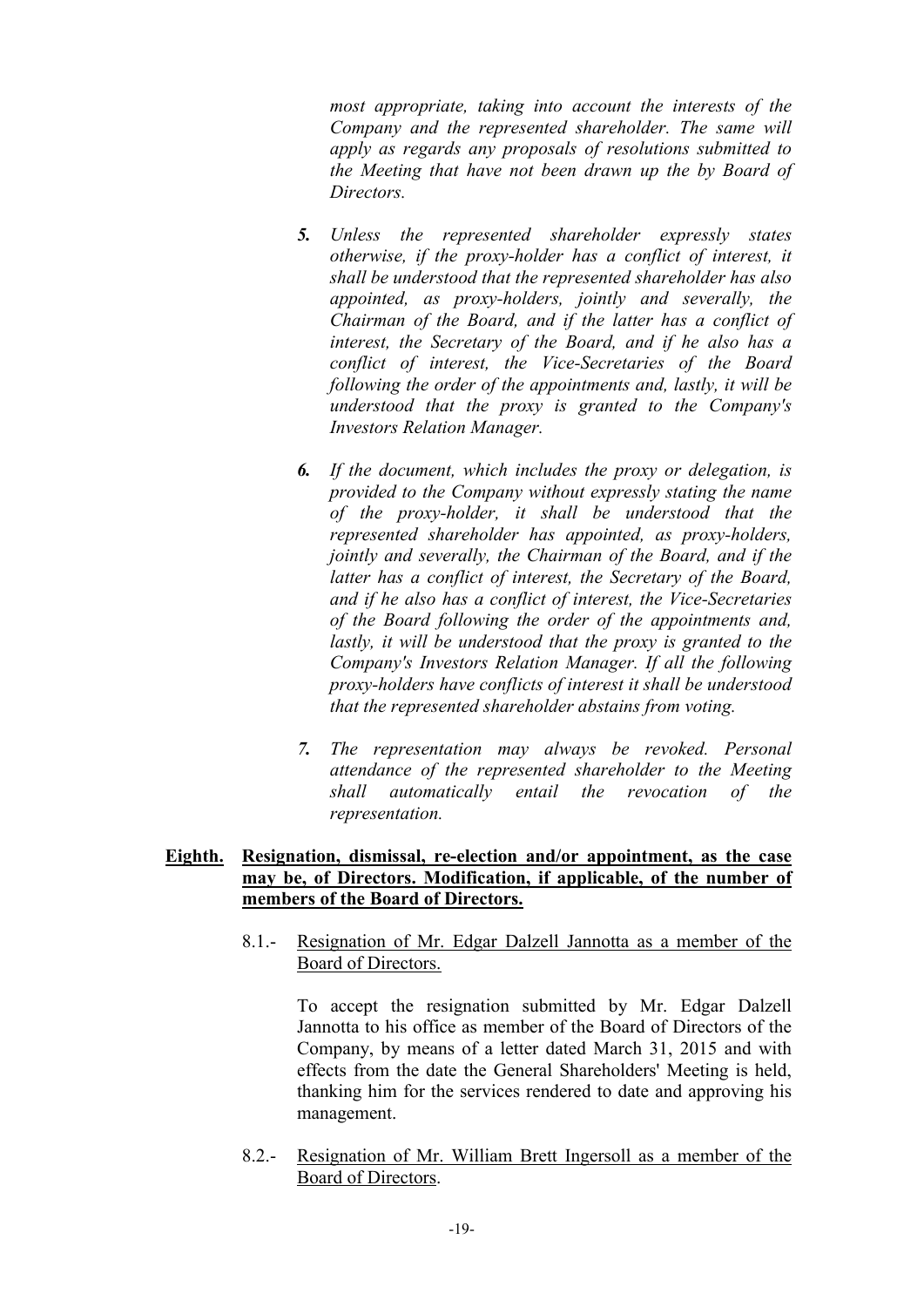*most appropriate, taking into account the interests of the Company and the represented shareholder. The same will apply as regards any proposals of resolutions submitted to the Meeting that have not been drawn up the by Board of Directors.*

***5.*** *Unless the represented shareholder expressly states otherwise, if the proxy-holder has a conflict of interest, it shall be understood that the represented shareholder has also appointed, as proxy-holders, jointly and severally, the Chairman of the Board, and if the latter has a conflict of interest, the Secretary of the Board, and if he also has a conflict of interest, the Vice-Secretaries of the Board following the order of the appointments and, lastly, it will be understood that the proxy is granted to the Company's Investors Relation Manager.*

***6.*** *If the document, which includes the proxy or delegation, is provided to the Company without expressly stating the name of the proxy-holder, it shall be understood that the represented shareholder has appointed, as proxy-holders, jointly and severally, the Chairman of the Board, and if the latter has a conflict of interest, the Secretary of the Board, and if he also has a conflict of interest, the Vice-Secretaries of the Board following the order of the appointments and, lastly, it will be understood that the proxy is granted to the Company's Investors Relation Manager. If all the following proxy-holders have conflicts of interest it shall be understood that the represented shareholder abstains from voting.*

***7.*** *The representation may always be revoked. Personal attendance of the represented shareholder to the Meeting shall automatically entail the revocation of the representation.*

**Eighth. Resignation, dismissal, re-election and/or appointment, as the case may be, of Directors. Modification, if applicable, of the number of members of the Board of Directors.**

8.1.- Resignation of Mr. Edgar Dalzell Jannotta as a member of the Board of Directors.

To accept the resignation submitted by Mr. Edgar Dalzell Jannotta to his office as member of the Board of Directors of the Company, by means of a letter dated March 31, 2015 and with effects from the date the General Shareholders' Meeting is held, thanking him for the services rendered to date and approving his management.

8.2.- Resignation of Mr. William Brett Ingersoll as a member of the Board of Directors.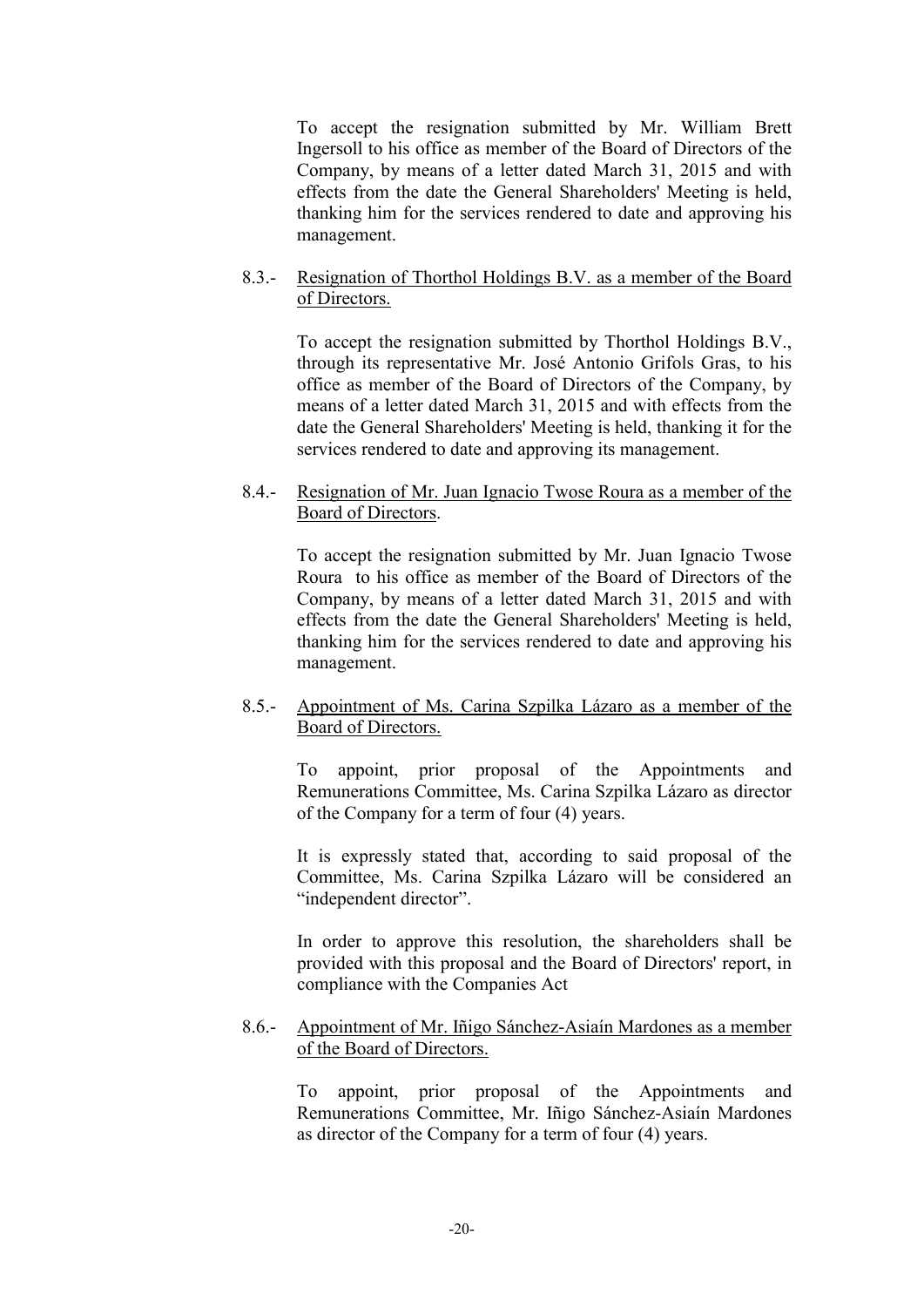To accept the resignation submitted by Mr. William Brett Ingersoll to his office as member of the Board of Directors of the Company, by means of a letter dated March 31, 2015 and with effects from the date the General Shareholders' Meeting is held, thanking him for the services rendered to date and approving his management.

8.3.- <u>Resignation of Thorthol Holdings B.V. as a member of the Board of Directors.</u>

To accept the resignation submitted by Thorthol Holdings B.V., through its representative Mr. José Antonio Grifols Gras, to his office as member of the Board of Directors of the Company, by means of a letter dated March 31, 2015 and with effects from the date the General Shareholders' Meeting is held, thanking it for the services rendered to date and approving its management.

8.4.- <u>Resignation of Mr. Juan Ignacio Twose Roura as a member of the Board of Directors</u>.

To accept the resignation submitted by Mr. Juan Ignacio Twose Roura to his office as member of the Board of Directors of the Company, by means of a letter dated March 31, 2015 and with effects from the date the General Shareholders' Meeting is held, thanking him for the services rendered to date and approving his management.

8.5.- <u>Appointment of Ms. Carina Szpilka Lázaro as a member of the Board of Directors.</u>

To appoint, prior proposal of the Appointments and Remunerations Committee, Ms. Carina Szpilka Lázaro as director of the Company for a term of four (4) years.

It is expressly stated that, according to said proposal of the Committee, Ms. Carina Szpilka Lázaro will be considered an "independent director".

In order to approve this resolution, the shareholders shall be provided with this proposal and the Board of Directors' report, in compliance with the Companies Act

8.6.- <u>Appointment of Mr. Iñigo Sánchez-Asiaín Mardones as a member of the Board of Directors.</u>

To appoint, prior proposal of the Appointments and Remunerations Committee, Mr. Iñigo Sánchez-Asiaín Mardones as director of the Company for a term of four (4) years.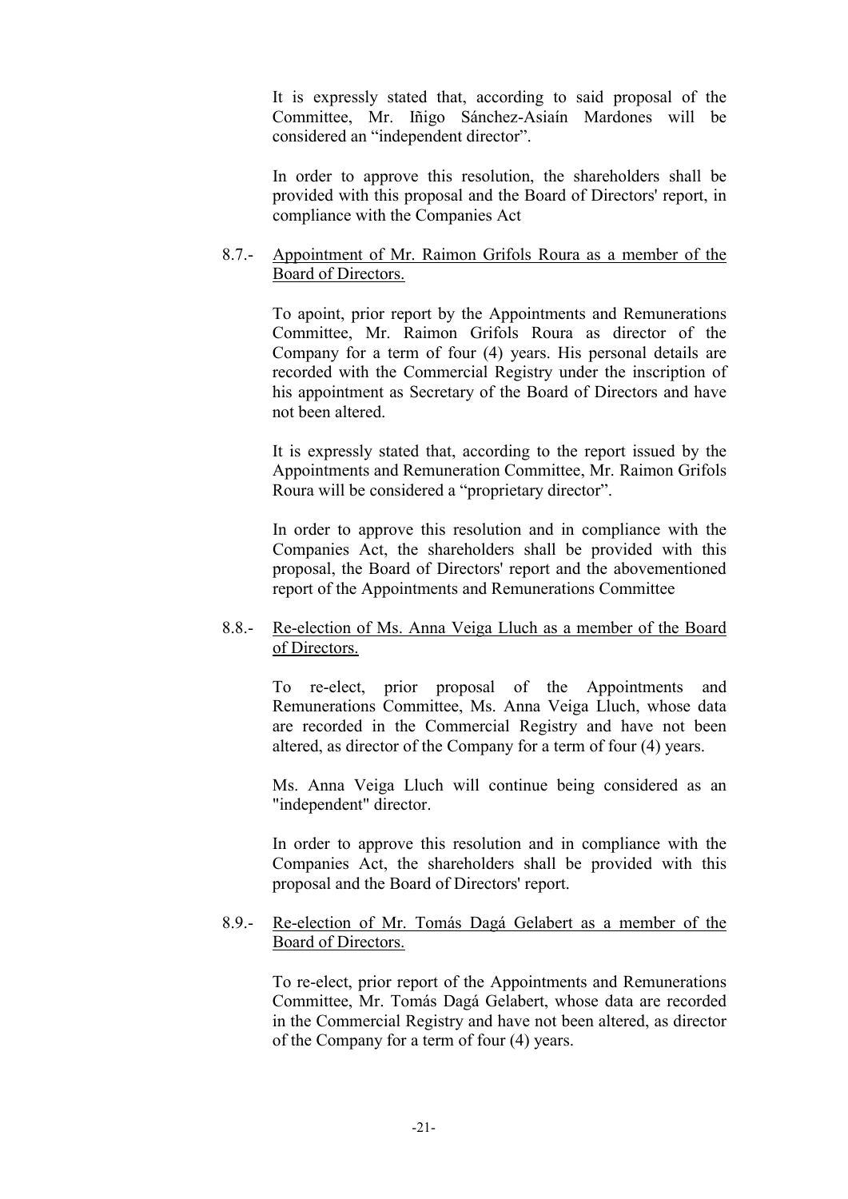It is expressly stated that, according to said proposal of the Committee, Mr. Iñigo Sánchez-Asiaín Mardones will be considered an "independent director".

In order to approve this resolution, the shareholders shall be provided with this proposal and the Board of Directors' report, in compliance with the Companies Act

8.7.- <u>Appointment of Mr. Raimon Grifols Roura as a member of the Board of Directors.</u>

To apoint, prior report by the Appointments and Remunerations Committee, Mr. Raimon Grifols Roura as director of the Company for a term of four (4) years. His personal details are recorded with the Commercial Registry under the inscription of his appointment as Secretary of the Board of Directors and have not been altered.

It is expressly stated that, according to the report issued by the Appointments and Remuneration Committee, Mr. Raimon Grifols Roura will be considered a "proprietary director".

In order to approve this resolution and in compliance with the Companies Act, the shareholders shall be provided with this proposal, the Board of Directors' report and the abovementioned report of the Appointments and Remunerations Committee

8.8.- <u>Re-election of Ms. Anna Veiga Lluch as a member of the Board of Directors.</u>

To re-elect, prior proposal of the Appointments and Remunerations Committee, Ms. Anna Veiga Lluch, whose data are recorded in the Commercial Registry and have not been altered, as director of the Company for a term of four (4) years.

Ms. Anna Veiga Lluch will continue being considered as an "independent" director.

In order to approve this resolution and in compliance with the Companies Act, the shareholders shall be provided with this proposal and the Board of Directors' report.

8.9.- <u>Re-election of Mr. Tomás Dagá Gelabert as a member of the Board of Directors.</u>

To re-elect, prior report of the Appointments and Remunerations Committee, Mr. Tomás Dagá Gelabert, whose data are recorded in the Commercial Registry and have not been altered, as director of the Company for a term of four (4) years.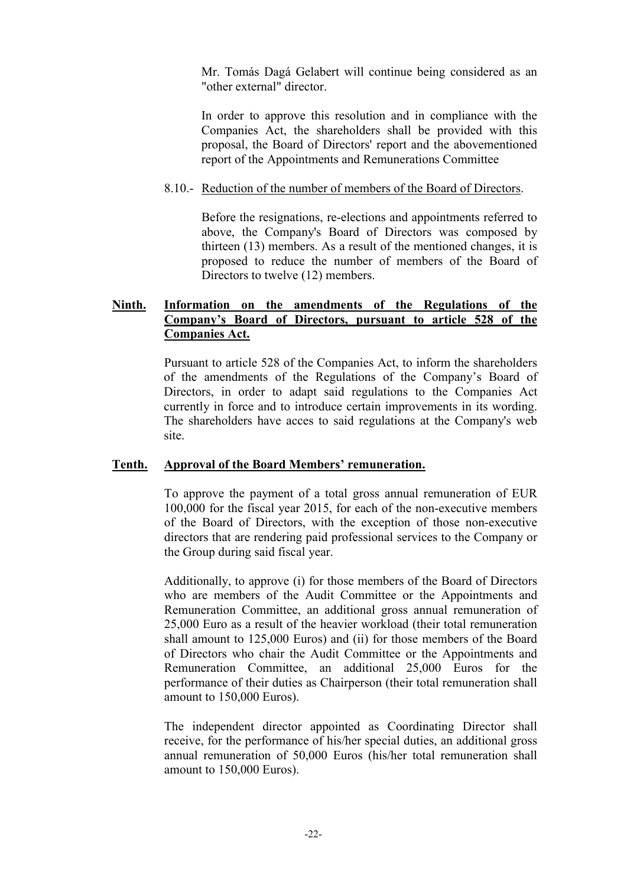Mr. Tomás Dagá Gelabert will continue being considered as an "other external" director.

In order to approve this resolution and in compliance with the Companies Act, the shareholders shall be provided with this proposal, the Board of Directors' report and the abovementioned report of the Appointments and Remunerations Committee

8.10.- <u>Reduction of the number of members of the Board of Directors</u>.

Before the resignations, re-elections and appointments referred to above, the Company's Board of Directors was composed by thirteen (13) members. As a result of the mentioned changes, it is proposed to reduce the number of members of the Board of Directors to twelve (12) members.

**Ninth. Information on the amendments of the Regulations of the Company's Board of Directors, pursuant to article 528 of the Companies Act.**

Pursuant to article 528 of the Companies Act, to inform the shareholders of the amendments of the Regulations of the Company's Board of Directors, in order to adapt said regulations to the Companies Act currently in force and to introduce certain improvements in its wording. The shareholders have acces to said regulations at the Company's web site.

**Tenth. Approval of the Board Members' remuneration.**

To approve the payment of a total gross annual remuneration of EUR 100,000 for the fiscal year 2015, for each of the non-executive members of the Board of Directors, with the exception of those non-executive directors that are rendering paid professional services to the Company or the Group during said fiscal year.

Additionally, to approve (i) for those members of the Board of Directors who are members of the Audit Committee or the Appointments and Remuneration Committee, an additional gross annual remuneration of 25,000 Euro as a result of the heavier workload (their total remuneration shall amount to 125,000 Euros) and (ii) for those members of the Board of Directors who chair the Audit Committee or the Appointments and Remuneration Committee, an additional 25,000 Euros for the performance of their duties as Chairperson (their total remuneration shall amount to 150,000 Euros).

The independent director appointed as Coordinating Director shall receive, for the performance of his/her special duties, an additional gross annual remuneration of 50,000 Euros (his/her total remuneration shall amount to 150,000 Euros).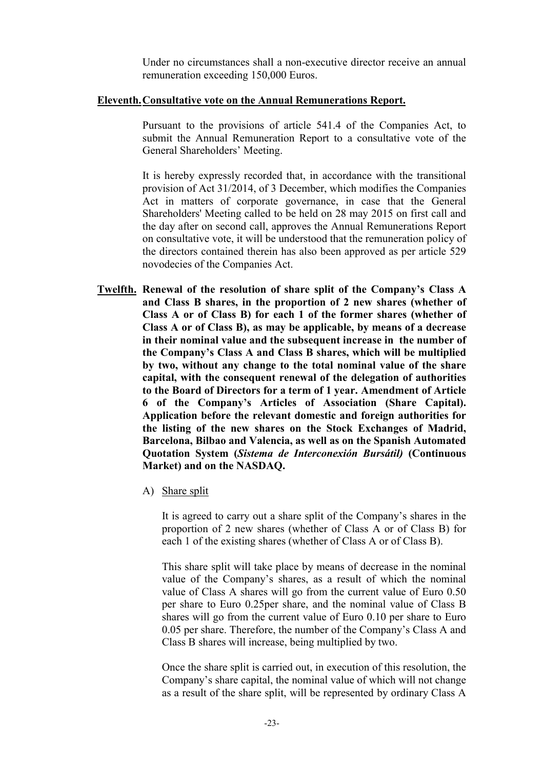Under no circumstances shall a non-executive director receive an annual remuneration exceeding 150,000 Euros.

**Eleventh. Consultative vote on the Annual Remunerations Report.**

Pursuant to the provisions of article 541.4 of the Companies Act, to submit the Annual Remuneration Report to a consultative vote of the General Shareholders' Meeting.

It is hereby expressly recorded that, in accordance with the transitional provision of Act 31/2014, of 3 December, which modifies the Companies Act in matters of corporate governance, in case that the General Shareholders' Meeting called to be held on 28 may 2015 on first call and the day after on second call, approves the Annual Remunerations Report on consultative vote, it will be understood that the remuneration policy of the directors contained therein has also been approved as per article 529 novodecies of the Companies Act.

**Twelfth. Renewal of the resolution of share split of the Company's Class A and Class B shares, in the proportion of 2 new shares (whether of Class A or of Class B) for each 1 of the former shares (whether of Class A or of Class B), as may be applicable, by means of a decrease in their nominal value and the subsequent increase in the number of the Company's Class A and Class B shares, which will be multiplied by two, without any change to the total nominal value of the share capital, with the consequent renewal of the delegation of authorities to the Board of Directors for a term of 1 year. Amendment of Article 6 of the Company's Articles of Association (Share Capital). Application before the relevant domestic and foreign authorities for the listing of the new shares on the Stock Exchanges of Madrid, Barcelona, Bilbao and Valencia, as well as on the Spanish Automated Quotation System (*Sistema de Interconexión Bursátil)* (Continuous Market) and on the NASDAQ.**

A) Share split

It is agreed to carry out a share split of the Company's shares in the proportion of 2 new shares (whether of Class A or of Class B) for each 1 of the existing shares (whether of Class A or of Class B).

This share split will take place by means of decrease in the nominal value of the Company's shares, as a result of which the nominal value of Class A shares will go from the current value of Euro 0.50 per share to Euro 0.25per share, and the nominal value of Class B shares will go from the current value of Euro 0.10 per share to Euro 0.05 per share. Therefore, the number of the Company's Class A and Class B shares will increase, being multiplied by two.

Once the share split is carried out, in execution of this resolution, the Company's share capital, the nominal value of which will not change as a result of the share split, will be represented by ordinary Class A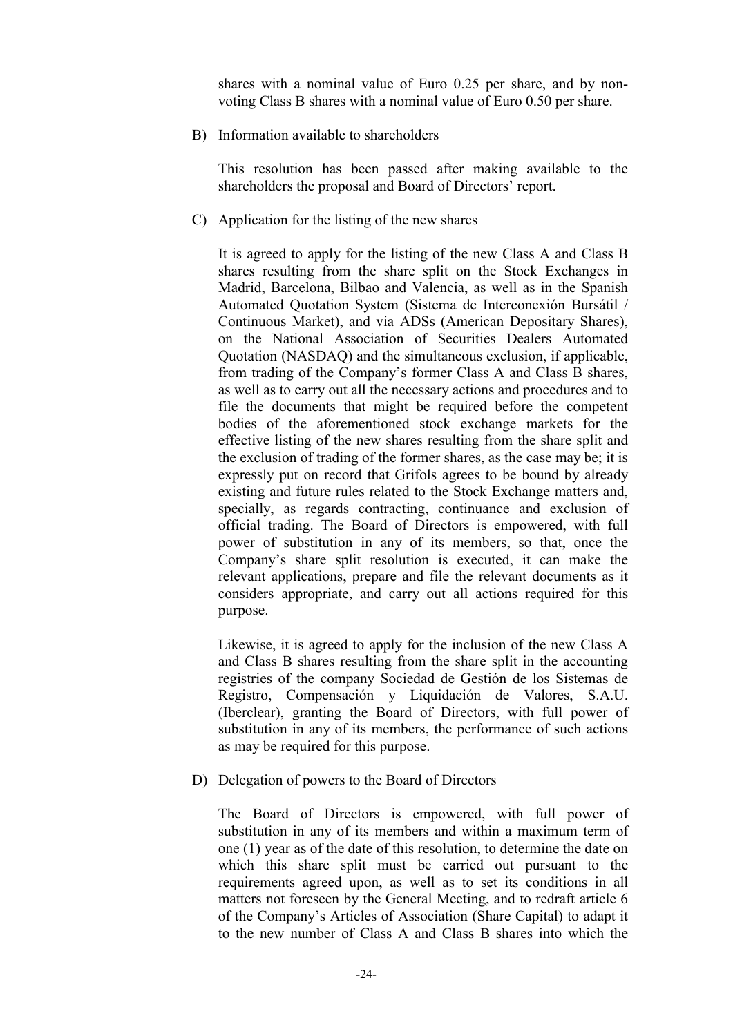shares with a nominal value of Euro 0.25 per share, and by non-voting Class B shares with a nominal value of Euro 0.50 per share.

B) Information available to shareholders

This resolution has been passed after making available to the shareholders the proposal and Board of Directors' report.

C) Application for the listing of the new shares

It is agreed to apply for the listing of the new Class A and Class B shares resulting from the share split on the Stock Exchanges in Madrid, Barcelona, Bilbao and Valencia, as well as in the Spanish Automated Quotation System (Sistema de Interconexión Bursátil / Continuous Market), and via ADSs (American Depositary Shares), on the National Association of Securities Dealers Automated Quotation (NASDAQ) and the simultaneous exclusion, if applicable, from trading of the Company's former Class A and Class B shares, as well as to carry out all the necessary actions and procedures and to file the documents that might be required before the competent bodies of the aforementioned stock exchange markets for the effective listing of the new shares resulting from the share split and the exclusion of trading of the former shares, as the case may be; it is expressly put on record that Grifols agrees to be bound by already existing and future rules related to the Stock Exchange matters and, specially, as regards contracting, continuance and exclusion of official trading. The Board of Directors is empowered, with full power of substitution in any of its members, so that, once the Company's share split resolution is executed, it can make the relevant applications, prepare and file the relevant documents as it considers appropriate, and carry out all actions required for this purpose.

Likewise, it is agreed to apply for the inclusion of the new Class A and Class B shares resulting from the share split in the accounting registries of the company Sociedad de Gestión de los Sistemas de Registro, Compensación y Liquidación de Valores, S.A.U. (Iberclear), granting the Board of Directors, with full power of substitution in any of its members, the performance of such actions as may be required for this purpose.

D) Delegation of powers to the Board of Directors

The Board of Directors is empowered, with full power of substitution in any of its members and within a maximum term of one (1) year as of the date of this resolution, to determine the date on which this share split must be carried out pursuant to the requirements agreed upon, as well as to set its conditions in all matters not foreseen by the General Meeting, and to redraft article 6 of the Company's Articles of Association (Share Capital) to adapt it to the new number of Class A and Class B shares into which the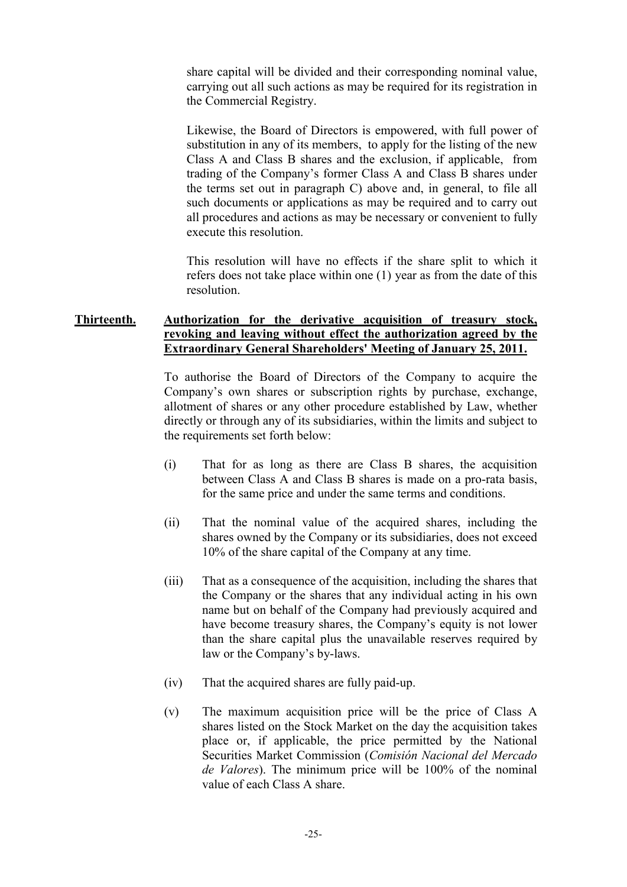share capital will be divided and their corresponding nominal value, carrying out all such actions as may be required for its registration in the Commercial Registry.

Likewise, the Board of Directors is empowered, with full power of substitution in any of its members, to apply for the listing of the new Class A and Class B shares and the exclusion, if applicable, from trading of the Company's former Class A and Class B shares under the terms set out in paragraph C) above and, in general, to file all such documents or applications as may be required and to carry out all procedures and actions as may be necessary or convenient to fully execute this resolution.

This resolution will have no effects if the share split to which it refers does not take place within one (1) year as from the date of this resolution.

**Thirteenth. Authorization for the derivative acquisition of treasury stock, revoking and leaving without effect the authorization agreed by the Extraordinary General Shareholders' Meeting of January 25, 2011.**

To authorise the Board of Directors of the Company to acquire the Company's own shares or subscription rights by purchase, exchange, allotment of shares or any other procedure established by Law, whether directly or through any of its subsidiaries, within the limits and subject to the requirements set forth below:

(i) That for as long as there are Class B shares, the acquisition between Class A and Class B shares is made on a pro-rata basis, for the same price and under the same terms and conditions.

(ii) That the nominal value of the acquired shares, including the shares owned by the Company or its subsidiaries, does not exceed 10% of the share capital of the Company at any time.

(iii) That as a consequence of the acquisition, including the shares that the Company or the shares that any individual acting in his own name but on behalf of the Company had previously acquired and have become treasury shares, the Company's equity is not lower than the share capital plus the unavailable reserves required by law or the Company's by-laws.

(iv) That the acquired shares are fully paid-up.

(v) The maximum acquisition price will be the price of Class A shares listed on the Stock Market on the day the acquisition takes place or, if applicable, the price permitted by the National Securities Market Commission (*Comisión Nacional del Mercado de Valores*). The minimum price will be 100% of the nominal value of each Class A share.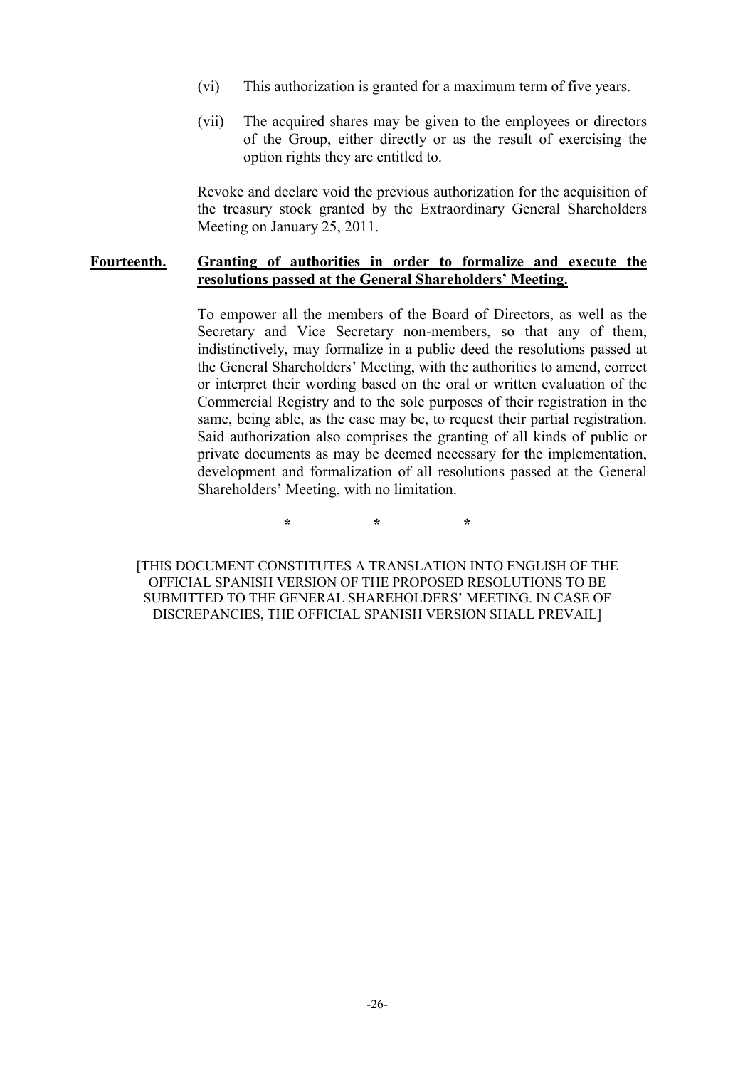(vi) This authorization is granted for a maximum term of five years.

(vii) The acquired shares may be given to the employees or directors of the Group, either directly or as the result of exercising the option rights they are entitled to.

Revoke and declare void the previous authorization for the acquisition of the treasury stock granted by the Extraordinary General Shareholders Meeting on January 25, 2011.

**Fourteenth.** **Granting of authorities in order to formalize and execute the resolutions passed at the General Shareholders' Meeting.**

To empower all the members of the Board of Directors, as well as the Secretary and Vice Secretary non-members, so that any of them, indistinctively, may formalize in a public deed the resolutions passed at the General Shareholders' Meeting, with the authorities to amend, correct or interpret their wording based on the oral or written evaluation of the Commercial Registry and to the sole purposes of their registration in the same, being able, as the case may be, to request their partial registration. Said authorization also comprises the granting of all kinds of public or private documents as may be deemed necessary for the implementation, development and formalization of all resolutions passed at the General Shareholders' Meeting, with no limitation.

\* \* \*

[THIS DOCUMENT CONSTITUTES A TRANSLATION INTO ENGLISH OF THE OFFICIAL SPANISH VERSION OF THE PROPOSED RESOLUTIONS TO BE SUBMITTED TO THE GENERAL SHAREHOLDERS' MEETING. IN CASE OF DISCREPANCIES, THE OFFICIAL SPANISH VERSION SHALL PREVAIL]